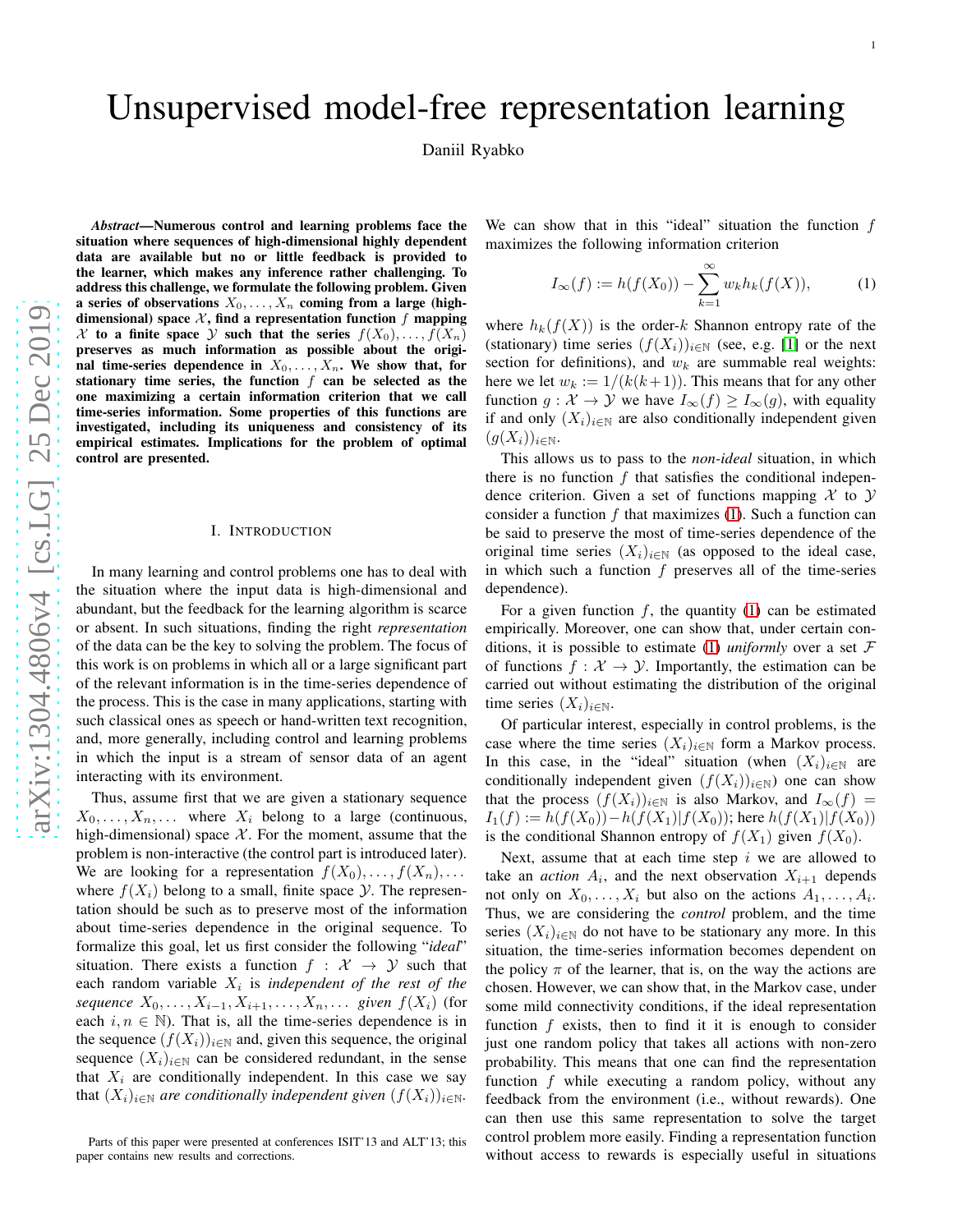# Unsupervised model-free representation learning

Daniil Ryabko

***Abstract*—Numerous control and learning problems face the situation where sequences of high-dimensional highly dependent data are available but no or little feedback is provided to the learner, which makes any inference rather challenging. To address this challenge, we formulate the following problem. Given a series of observations $X_0, \dots, X_n$ coming from a large (high-dimensional) space $\mathcal{X}$, find a representation function $f$ mapping $\mathcal{X}$ to a finite space $\mathcal{Y}$ such that the series $f(X_0), \dots, f(X_n)$ preserves as much information as possible about the original time-series dependence in $X_0, \dots, X_n$. We show that, for stationary time series, the function $f$ can be selected as the one maximizing a certain information criterion that we call time-series information. Some properties of this functions are investigated, including its uniqueness and consistency of its empirical estimates. Implications for the problem of optimal control are presented.**

## I. Introduction

In many learning and control problems one has to deal with the situation where the input data is high-dimensional and abundant, but the feedback for the learning algorithm is scarce or absent. In such situations, finding the right *representation* of the data can be the key to solving the problem. The focus of this work is on problems in which all or a large significant part of the relevant information is in the time-series dependence of the process. This is the case in many applications, starting with such classical ones as speech or hand-written text recognition, and, more generally, including control and learning problems in which the input is a stream of sensor data of an agent interacting with its environment.

Thus, assume first that we are given a stationary sequence $X_0, \dots, X_n, \dots$ where $X_i$ belong to a large (continuous, high-dimensional) space $\mathcal{X}$. For the moment, assume that the problem is non-interactive (the control part is introduced later). We are looking for a representation $f(X_0), \dots, f(X_n), \dots$ where $f(X_i)$ belong to a small, finite space $\mathcal{Y}$. The representation should be such as to preserve most of the information about time-series dependence in the original sequence. To formalize this goal, let us first consider the following "*ideal*" situation. There exists a function $f : \mathcal{X} \to \mathcal{Y}$ such that each random variable $X_i$ is *independent of the rest of the sequence* $X_0, \dots, X_{i-1}, X_{i+1}, \dots, X_n, \dots$ *given* $f(X_i)$ (for each $i, n \in \mathbb{N}$). That is, all the time-series dependence is in the sequence $(f(X_i))_{i \in \mathbb{N}}$ and, given this sequence, the original sequence $(X_i)_{i \in \mathbb{N}}$ can be considered redundant, in the sense that $X_i$ are conditionally independent. In this case we say that $(X_i)_{i \in \mathbb{N}}$ *are conditionally independent given* $(f(X_i))_{i \in \mathbb{N}}$.

We can show that in this "ideal" situation the function $f$ maximizes the following information criterion

$$I_\infty(f) := h(f(X_0)) - \sum_{k=1}^{\infty} w_k h_k(f(X)), \tag{1}$$

where $h_k(f(X))$ is the order-$k$ Shannon entropy rate of the (stationary) time series $(f(X_i))_{i \in \mathbb{N}}$ (see, e.g. [1] or the next section for definitions), and $w_k$ are summable real weights: here we let $w_k := 1/(k(k+1))$. This means that for any other function $g : \mathcal{X} \to \mathcal{Y}$ we have $I_\infty(f) \geq I_\infty(g)$, with equality if and only if $(X_i)_{i \in \mathbb{N}}$ are also conditionally independent given $(g(X_i))_{i \in \mathbb{N}}$.

This allows us to pass to the *non-ideal* situation, in which there is no function $f$ that satisfies the conditional independence criterion. Given a set of functions mapping $\mathcal{X}$ to $\mathcal{Y}$ consider a function $f$ that maximizes (1). Such a function can be said to preserve the most of time-series dependence of the original time series $(X_i)_{i \in \mathbb{N}}$ (as opposed to the ideal case, in which such a function $f$ preserves all of the time-series dependence).

For a given function $f$, the quantity (1) can be estimated empirically. Moreover, one can show that, under certain conditions, it is possible to estimate (1) *uniformly* over a set $\mathcal{F}$ of functions $f : \mathcal{X} \to \mathcal{Y}$. Importantly, the estimation can be carried out without estimating the distribution of the original time series $(X_i)_{i \in \mathbb{N}}$.

Of particular interest, especially in control problems, is the case where the time series $(X_i)_{i \in \mathbb{N}}$ form a Markov process. In this case, in the "ideal" situation (when $(X_i)_{i \in \mathbb{N}}$ are conditionally independent given $(f(X_i))_{i \in \mathbb{N}}$) one can show that the process $(f(X_i))_{i \in \mathbb{N}}$ is also Markov, and $I_\infty(f) = I_1(f) := h(f(X_0)) - h(f(X_1)|f(X_0))$; here $h(f(X_1)|f(X_0))$ is the conditional Shannon entropy of $f(X_1)$ given $f(X_0)$.

Next, assume that at each time step $i$ we are allowed to take an *action* $A_i$, and the next observation $X_{i+1}$ depends not only on $X_0, \dots, X_i$ but also on the actions $A_1, \dots, A_i$. Thus, we are considering the *control* problem, and the time series $(X_i)_{i \in \mathbb{N}}$ do not have to be stationary any more. In this situation, the time-series information becomes dependent on the policy $\pi$ of the learner, that is, on the way the actions are chosen. However, we can show that, in the Markov case, under some mild connectivity conditions, if the ideal representation function $f$ exists, then to find it it is enough to consider just one random policy that takes all actions with non-zero probability. This means that one can find the representation function $f$ while executing a random policy, without any feedback from the environment (i.e., without rewards). One can then use this same representation to solve the target control problem more easily. Finding a representation function without access to rewards is especially useful in situations

Parts of this paper were presented at conferences ISIT'13 and ALT'13; this paper contains new results and corrections.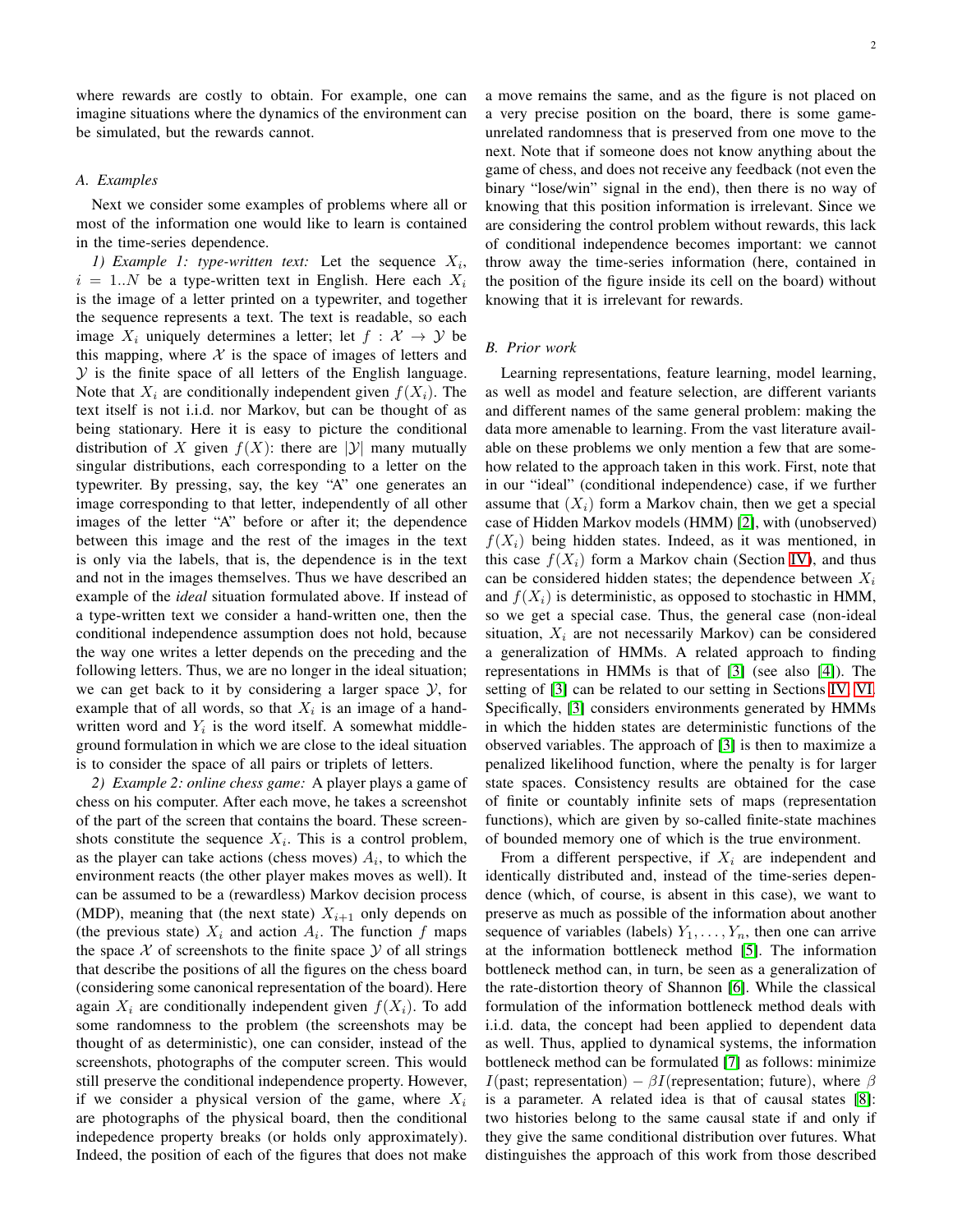where rewards are costly to obtain. For example, one can imagine situations where the dynamics of the environment can be simulated, but the rewards cannot.

### A. Examples

Next we consider some examples of problems where all or most of the information one would like to learn is contained in the time-series dependence.

*1) Example 1: type-written text:* Let the sequence $X_i$, $i = 1..N$ be a type-written text in English. Here each $X_i$ is the image of a letter printed on a typewriter, and together the sequence represents a text. The text is readable, so each image $X_i$ uniquely determines a letter; let $f : \mathcal{X} \to \mathcal{Y}$ be this mapping, where $\mathcal{X}$ is the space of images of letters and $\mathcal{Y}$ is the finite space of all letters of the English language. Note that $X_i$ are conditionally independent given $f(X_i)$. The text itself is not i.i.d. nor Markov, but can be thought of as being stationary. Here it is easy to picture the conditional distribution of $X$ given $f(X)$: there are $|\mathcal{Y}|$ many mutually singular distributions, each corresponding to a letter on the typewriter. By pressing, say, the key "A" one generates an image corresponding to that letter, independently of all other images of the letter "A" before or after it; the dependence between this image and the rest of the images in the text is only via the labels, that is, the dependence is in the text and not in the images themselves. Thus we have described an example of the *ideal* situation formulated above. If instead of a type-written text we consider a hand-written one, then the conditional independence assumption does not hold, because the way one writes a letter depends on the preceding and the following letters. Thus, we are no longer in the ideal situation; we can get back to it by considering a larger space $\mathcal{Y}$, for example that of all words, so that $X_i$ is an image of a hand-written word and $Y_i$ is the word itself. A somewhat middle-ground formulation in which we are close to the ideal situation is to consider the space of all pairs or triplets of letters.

*2) Example 2: online chess game:* A player plays a game of chess on his computer. After each move, he takes a screenshot of the part of the screen that contains the board. These screenshots constitute the sequence $X_i$. This is a control problem, as the player can take actions (chess moves) $A_i$, to which the environment reacts (the other player makes moves as well). It can be assumed to be a (rewardless) Markov decision process (MDP), meaning that (the next state) $X_{i+1}$ only depends on (the previous state) $X_i$ and action $A_i$. The function $f$ maps the space $\mathcal{X}$ of screenshots to the finite space $\mathcal{Y}$ of all strings that describe the positions of all the figures on the chess board (considering some canonical representation of the board). Here again $X_i$ are conditionally independent given $f(X_i)$. To add some randomness to the problem (the screenshots may be thought of as deterministic), one can consider, instead of the screenshots, photographs of the computer screen. This would still preserve the conditional independence property. However, if we consider a physical version of the game, where $X_i$ are photographs of the physical board, then the conditional indepedence property breaks (or holds only approximately). Indeed, the position of each of the figures that does not make a move remains the same, and as the figure is not placed on a very precise position on the board, there is some game-unrelated randomness that is preserved from one move to the next. Note that if someone does not know anything about the game of chess, and does not receive any feedback (not even the binary "lose/win" signal in the end), then there is no way of knowing that this position information is irrelevant. Since we are considering the control problem without rewards, this lack of conditional independence becomes important: we cannot throw away the time-series information (here, contained in the position of the figure inside its cell on the board) without knowing that it is irrelevant for rewards.

### B. Prior work

Learning representations, feature learning, model learning, as well as model and feature selection, are different variants and different names of the same general problem: making the data more amenable to learning. From the vast literature available on these problems we only mention a few that are somehow related to the approach taken in this work. First, note that in our "ideal" (conditional independence) case, if we further assume that $(X_i)$ form a Markov chain, then we get a special case of Hidden Markov models (HMM) [2], with (unobserved) $f(X_i)$ being hidden states. Indeed, as it was mentioned, in this case $f(X_i)$ form a Markov chain (Section IV), and thus can be considered hidden states; the dependence between $X_i$ and $f(X_i)$ is deterministic, as opposed to stochastic in HMM, so we get a special case. Thus, the general case (non-ideal situation, $X_i$ are not necessarily Markov) can be considered a generalization of HMMs. A related approach to finding representations in HMMs is that of [3] (see also [4]). The setting of [3] can be related to our setting in Sections IV, VI. Specifically, [3] considers environments generated by HMMs in which the hidden states are deterministic functions of the observed variables. The approach of [3] is then to maximize a penalized likelihood function, where the penalty is for larger state spaces. Consistency results are obtained for the case of finite or countably infinite sets of maps (representation functions), which are given by so-called finite-state machines of bounded memory one of which is the true environment.

From a different perspective, if $X_i$ are independent and identically distributed and, instead of the time-series dependence (which, of course, is absent in this case), we want to preserve as much as possible of the information about another sequence of variables (labels) $Y_1, \dots, Y_n$, then one can arrive at the information bottleneck method [5]. The information bottleneck method can, in turn, be seen as a generalization of the rate-distortion theory of Shannon [6]. While the classical formulation of the information bottleneck method deals with i.i.d. data, the concept had been applied to dependent data as well. Thus, applied to dynamical systems, the information bottleneck method can be formulated [7] as follows: minimize $I(\text{past}; \text{representation}) - \beta I(\text{representation}; \text{future})$, where $\beta$ is a parameter. A related idea is that of causal states [8]: two histories belong to the same causal state if and only if they give the same conditional distribution over futures. What distinguishes the approach of this work from those described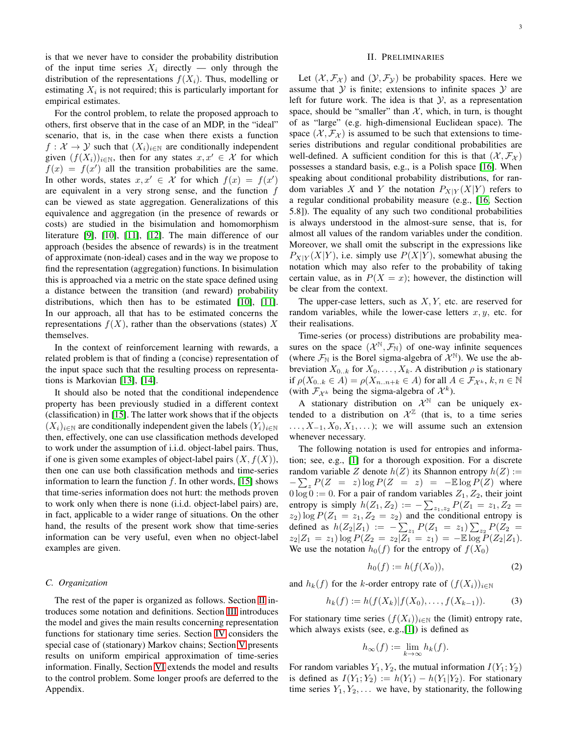is that we never have to consider the probability distribution of the input time series $X_i$ directly — only through the distribution of the representations $f(X_i)$. Thus, modelling or estimating $X_i$ is not required; this is particularly important for empirical estimates.

For the control problem, to relate the proposed approach to others, first observe that in the case of an MDP, in the "ideal" scenario, that is, in the case when there exists a function $f : \mathcal{X} \to \mathcal{Y}$ such that $(X_i)_{i\in\mathbb{N}}$ are conditionally independent given $(f(X_i))_{i\in\mathbb{N}}$, then for any states $x, x' \in \mathcal{X}$ for which $f(x) = f(x')$ all the transition probabilities are the same. In other words, states $x, x' \in \mathcal{X}$ for which $f(x) = f(x')$ are equivalent in a very strong sense, and the function $f$ can be viewed as state aggregation. Generalizations of this equivalence and aggregation (in the presence of rewards or costs) are studied in the bisimulation and homomorphism literature [9], [10], [11], [12]. The main difference of our approach (besides the absence of rewards) is in the treatment of approximate (non-ideal) cases and in the way we propose to find the representation (aggregation) functions. In bisimulation this is approached via a metric on the state space defined using a distance between the transition (and reward) probability distributions, which then has to be estimated [10], [11]. In our approach, all that has to be estimated concerns the representations $f(X)$, rather than the observations (states) $X$ themselves.

In the context of reinforcement learning with rewards, a related problem is that of finding a (concise) representation of the input space such that the resulting process on representations is Markovian [13], [14].

It should also be noted that the conditional independence property has been previously studied in a different context (classification) in [15]. The latter work shows that if the objects $(X_i)_{i\in\mathbb{N}}$ are conditionally independent given the labels $(Y_i)_{i\in\mathbb{N}}$ then, effectively, one can use classification methods developed to work under the assumption of i.i.d. object-label pairs. Thus, if one is given some examples of object-label pairs $(X, f(X))$, then one can use both classification methods and time-series information to learn the function $f$. In other words, [15] shows that time-series information does not hurt: the methods proven to work only when there is none (i.i.d. object-label pairs) are, in fact, applicable to a wider range of situations. On the other hand, the results of the present work show that time-series information can be very useful, even when no object-label examples are given.

### C. Organization

The rest of the paper is organized as follows. Section II introduces some notation and definitions. Section III introduces the model and gives the main results concerning representation functions for stationary time series. Section IV considers the special case of (stationary) Markov chains; Section V presents results on uniform empirical approximation of time-series information. Finally, Section VI extends the model and results to the control problem. Some longer proofs are deferred to the Appendix.

## II. Preliminaries

Let $(\mathcal{X}, \mathcal{F}_\mathcal{X})$ and $(\mathcal{Y}, \mathcal{F}_\mathcal{Y})$ be probability spaces. Here we assume that $\mathcal{Y}$ is finite; extensions to infinite spaces $\mathcal{Y}$ are left for future work. The idea is that $\mathcal{Y}$, as a representation space, should be "smaller" than $\mathcal{X}$, which, in turn, is thought of as "large" (e.g. high-dimensional Euclidean space). The space $(\mathcal{X}, \mathcal{F}_\mathcal{X})$ is assumed to be such that extensions to time-series distributions and regular conditional probabilities are well-defined. A sufficient condition for this is that $(\mathcal{X}, \mathcal{F}_\mathcal{X})$ possesses a standard basis, e.g., is a Polish space [16]. When speaking about conditional probability distributions, for random variables $X$ and $Y$ the notation $P_{X|Y}(X|Y)$ refers to a regular conditional probability measure (e.g., [16, Section 5.8]). The equality of any such two conditional probabilities is always understood in the almost-sure sense, that is, for almost all values of the random variables under the condition. Moreover, we shall omit the subscript in the expressions like $P_{X|Y}(X|Y)$, i.e. simply use $P(X|Y)$, somewhat abusing the notation which may also refer to the probability of taking certain value, as in $P(X = x)$; however, the distinction will be clear from the context.

The upper-case letters, such as $X, Y$, etc. are reserved for random variables, while the lower-case letters $x, y$, etc. for their realisations.

Time-series (or process) distributions are probability measures on the space $(\mathcal{X}^\mathbb{N}, \mathcal{F}_\mathbb{N})$ of one-way infinite sequences (where $\mathcal{F}_\mathbb{N}$ is the Borel sigma-algebra of $\mathcal{X}^\mathbb{N}$). We use the abbreviation $X_{0..k}$ for $X_0, \dots, X_k$. A distribution $\rho$ is stationary if $\rho(X_{0..k} \in A) = \rho(X_{n..n+k} \in A)$ for all $A \in \mathcal{F}_{\mathcal{X}^k}$, $k, n \in \mathbb{N}$ (with $\mathcal{F}_{\mathcal{X}^k}$ being the sigma-algebra of $\mathcal{X}^k$).

A stationary distribution on $\mathcal{X}^\mathbb{N}$ can be uniquely extended to a distribution on $\mathcal{X}^\mathbb{Z}$ (that is, to a time series $\dots, X_{-1}, X_0, X_1, \dots$); we will assume such an extension whenever necessary.

The following notation is used for entropies and information; see, e.g., [1] for a thorough exposition. For a discrete random variable $Z$ denote $h(Z)$ its Shannon entropy $h(Z) := -\sum_z P(Z = z) \log P(Z = z) = -\mathbb{E} \log P(Z)$ where $0 \log 0 := 0$. For a pair of random variables $Z_1, Z_2$, their joint entropy is simply $h(Z_1, Z_2) := -\sum_{z_1,z_2} P(Z_1 = z_1, Z_2 = z_2) \log P(Z_1 = z_1, Z_2 = z_2)$ and the conditional entropy is defined as $h(Z_2|Z_1) := -\sum_{z_1} P(Z_1 = z_1) \sum_{z_2} P(Z_2 = z_2|Z_1 = z_1) \log P(Z_2 = z_2|Z_1 = z_1) = -\mathbb{E} \log P(Z_2|Z_1)$. We use the notation $h_0(f)$ for the entropy of $f(X_0)$

$$h_0(f) := h(f(X_0)), \tag{2}$$

and $h_k(f)$ for the $k$-order entropy rate of $(f(X_i))_{i\in\mathbb{N}}$

$$h_k(f) := h(f(X_k)|f(X_0), \dots, f(X_{k-1})). \tag{3}$$

For stationary time series $(f(X_i))_{i\in\mathbb{N}}$ the (limit) entropy rate, which always exists (see, e.g.,[1]) is defined as

$$h_\infty(f) := \lim_{k\to\infty} h_k(f).$$

For random variables $Y_1, Y_2$, the mutual information $I(Y_1; Y_2)$ is defined as $I(Y_1; Y_2) := h(Y_1) - h(Y_1|Y_2)$. For stationary time series $Y_1, Y_2, \dots$ we have, by stationarity, the following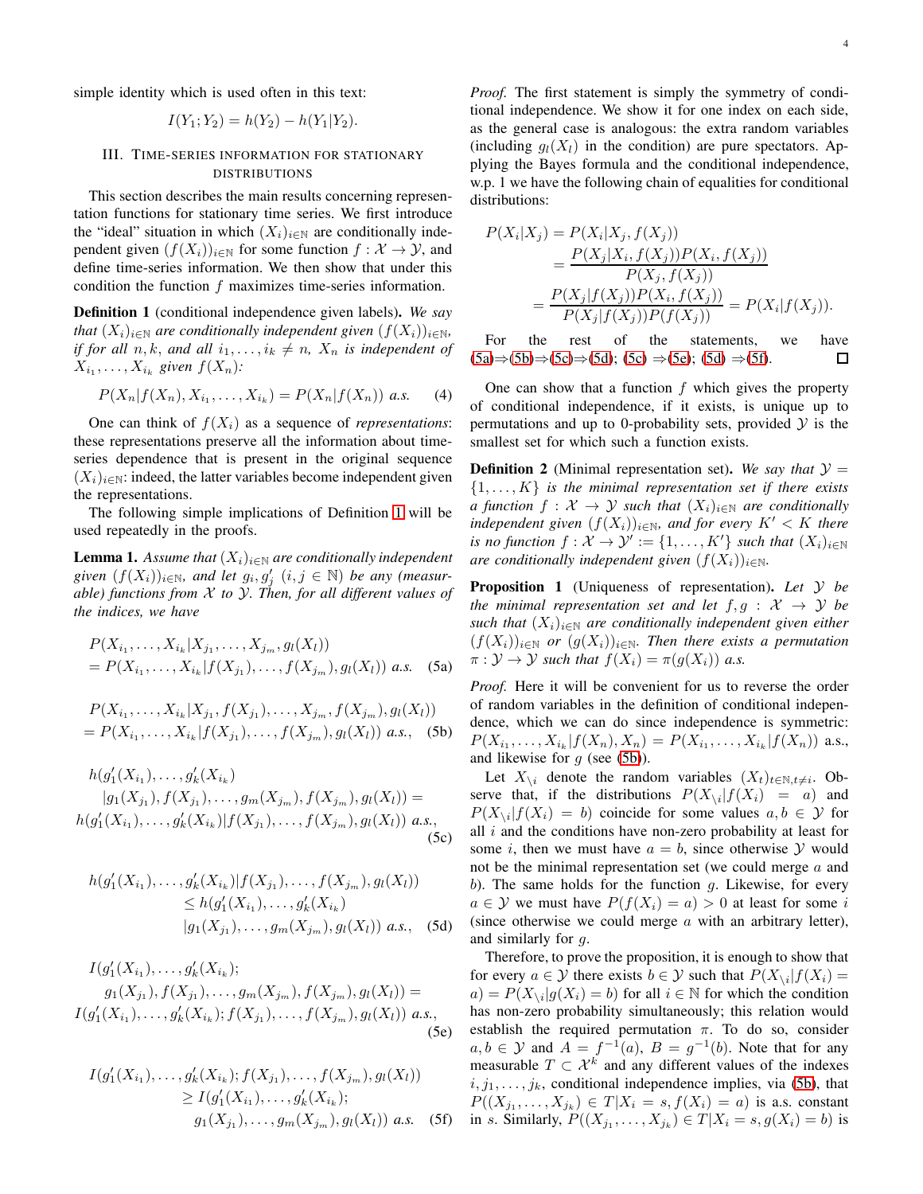simple identity which is used often in this text:

$$I(Y_1; Y_2) = h(Y_2) - h(Y_1|Y_2).$$

## III. Time-series information for stationary distributions

This section describes the main results concerning representation functions for stationary time series. We first introduce the "ideal" situation in which $(X_i)_{i\in\mathbb{N}}$ are conditionally independent given $(f(X_i))_{i\in\mathbb{N}}$ for some function $f : \mathcal{X} \to \mathcal{Y}$, and define time-series information. We then show that under this condition the function $f$ maximizes time-series information.

**Definition 1** (conditional independence given labels)**.** *We say that $(X_i)_{i\in\mathbb{N}}$ are conditionally independent given $(f(X_i))_{i\in\mathbb{N}}$, if for all $n, k$, and all $i_1, \ldots, i_k \neq n$, $X_n$ is independent of $X_{i_1}, \ldots, X_{i_k}$ given $f(X_n)$:*

$$P(X_n|f(X_n), X_{i_1}, \ldots, X_{i_k}) = P(X_n|f(X_n)) \text{ a.s.} \quad (4)$$

One can think of $f(X_i)$ as a sequence of *representations*: these representations preserve all the information about time-series dependence that is present in the original sequence $(X_i)_{i\in\mathbb{N}}$: indeed, the latter variables become independent given the representations.

The following simple implications of Definition 1 will be used repeatedly in the proofs.

**Lemma 1.** *Assume that $(X_i)_{i\in\mathbb{N}}$ are conditionally independent given $(f(X_i))_{i\in\mathbb{N}}$, and let $g_i, g'_j$ $(i, j \in \mathbb{N})$ be any (measurable) functions from $\mathcal{X}$ to $\mathcal{Y}$. Then, for all different values of the indices, we have*

$$\begin{aligned}&P(X_{i_1}, \ldots, X_{i_k}|X_{j_1}, \ldots, X_{j_m}, g_l(X_l))\\ &= P(X_{i_1}, \ldots, X_{i_k}|f(X_{j_1}), \ldots, f(X_{j_m}), g_l(X_l)) \text{ a.s.}\end{aligned} \quad (5a)$$

$$\begin{aligned}&P(X_{i_1}, \ldots, X_{i_k}|X_{j_1}, f(X_{j_1}), \ldots, X_{j_m}, f(X_{j_m}), g_l(X_l))\\ &= P(X_{i_1}, \ldots, X_{i_k}|f(X_{j_1}), \ldots, f(X_{j_m}), g_l(X_l)) \text{ a.s.,}\end{aligned} \quad (5b)$$

$$\begin{aligned}&h(g'_1(X_{i_1}), \ldots, g'_k(X_{i_k})\\ &\quad |g_1(X_{j_1}), f(X_{j_1}), \ldots, g_m(X_{j_m}), f(X_{j_m}), g_l(X_l)) =\\ &h(g'_1(X_{i_1}), \ldots, g'_k(X_{i_k})|f(X_{j_1}), \ldots, f(X_{j_m}), g_l(X_l)) \text{ a.s.,}\end{aligned} \quad (5c)$$

$$\begin{aligned}&h(g'_1(X_{i_1}), \ldots, g'_k(X_{i_k})|f(X_{j_1}), \ldots, f(X_{j_m}), g_l(X_l))\\ &\quad \le h(g'_1(X_{i_1}), \ldots, g'_k(X_{i_k})\\ &\quad |g_1(X_{j_1}), \ldots, g_m(X_{j_m}), g_l(X_l)) \text{ a.s.,}\end{aligned} \quad (5d)$$

$$\begin{aligned}&I(g'_1(X_{i_1}), \ldots, g'_k(X_{i_k});\\ &\quad g_1(X_{j_1}), f(X_{j_1}), \ldots, g_m(X_{j_m}), f(X_{j_m}), g_l(X_l)) =\\ &I(g'_1(X_{i_1}), \ldots, g'_k(X_{i_k}); f(X_{j_1}), \ldots, f(X_{j_m}), g_l(X_l)) \text{ a.s.,}\end{aligned} \quad (5e)$$

$$\begin{aligned}&I(g'_1(X_{i_1}), \ldots, g'_k(X_{i_k}); f(X_{j_1}), \ldots, f(X_{j_m}), g_l(X_l))\\ &\quad \ge I(g'_1(X_{i_1}), \ldots, g'_k(X_{i_k});\\ &\quad g_1(X_{j_1}), \ldots, g_m(X_{j_m}), g_l(X_l)) \text{ a.s.}\end{aligned} \quad (5f)$$

*Proof.* The first statement is simply the symmetry of conditional independence. We show it for one index on each side, as the general case is analogous: the extra random variables (including $g_l(X_l)$ in the condition) are pure spectators. Applying the Bayes formula and the conditional independence, w.p. 1 we have the following chain of equalities for conditional distributions:

$$\begin{aligned}P(X_i|X_j) &= P(X_i|X_j, f(X_j))\\ &= \frac{P(X_j|X_i, f(X_j))P(X_i, f(X_j))}{P(X_j, f(X_j))}\\ &= \frac{P(X_j|f(X_j))P(X_i, f(X_j))}{P(X_j|f(X_j))P(f(X_j))} = P(X_i|f(X_j)).\end{aligned}$$

For the rest of the statements, we have (5a)⇒(5b)⇒(5c)⇒(5d); (5c) ⇒(5e); (5d) ⇒(5f). □

One can show that a function $f$ which gives the property of conditional independence, if it exists, is unique up to permutations and up to 0-probability sets, provided $\mathcal{Y}$ is the smallest set for which such a function exists.

**Definition 2** (Minimal representation set)**.** *We say that $\mathcal{Y} = \{1, \ldots, K\}$ is the minimal representation set if there exists a function $f : \mathcal{X} \to \mathcal{Y}$ such that $(X_i)_{i\in\mathbb{N}}$ are conditionally independent given $(f(X_i))_{i\in\mathbb{N}}$, and for every $K' < K$ there is no function $f : \mathcal{X} \to \mathcal{Y}' := \{1, \ldots, K'\}$ such that $(X_i)_{i\in\mathbb{N}}$ are conditionally independent given $(f(X_i))_{i\in\mathbb{N}}$.*

**Proposition 1** (Uniqueness of representation)**.** *Let $\mathcal{Y}$ be the minimal representation set and let $f, g : \mathcal{X} \to \mathcal{Y}$ be such that $(X_i)_{i\in\mathbb{N}}$ are conditionally independent given either $(f(X_i))_{i\in\mathbb{N}}$ or $(g(X_i))_{i\in\mathbb{N}}$. Then there exists a permutation $\pi : \mathcal{Y} \to \mathcal{Y}$ such that $f(X_i) = \pi(g(X_i))$ a.s.*

*Proof.* Here it will be convenient for us to reverse the order of random variables in the definition of conditional independence, which we can do since independence is symmetric: $P(X_{i_1}, \ldots, X_{i_k}|f(X_n), X_n) = P(X_{i_1}, \ldots, X_{i_k}|f(X_n))$ a.s., and likewise for $g$ (see (5b)).

Let $X_{\setminus i}$ denote the random variables $(X_t)_{t\in\mathbb{N}, t\neq i}$. Observe that, if the distributions $P(X_{\setminus i}|f(X_i) = a)$ and $P(X_{\setminus i}|f(X_i) = b)$ coincide for some values $a, b \in \mathcal{Y}$ for all $i$ and the conditions have non-zero probability at least for some $i$, then we must have $a = b$, since otherwise $\mathcal{Y}$ would not be the minimal representation set (we could merge $a$ and $b$). The same holds for the function $g$. Likewise, for every $a \in \mathcal{Y}$ we must have $P(f(X_i) = a) > 0$ at least for some $i$ (since otherwise we could merge $a$ with an arbitrary letter), and similarly for $g$.

Therefore, to prove the proposition, it is enough to show that for every $a \in \mathcal{Y}$ there exists $b \in \mathcal{Y}$ such that $P(X_{\setminus i}|f(X_i) = a) = P(X_{\setminus i}|g(X_i) = b)$ for all $i \in \mathbb{N}$ for which the condition has non-zero probability simultaneously; this relation would establish the required permutation $\pi$. To do so, consider $a, b \in \mathcal{Y}$ and $A = f^{-1}(a)$, $B = g^{-1}(b)$. Note that for any measurable $T \subset \mathcal{X}^k$ and any different values of the indexes $i, j_1, \ldots, j_k$, conditional independence implies, via (5b), that $P((X_{j_1}, \ldots, X_{j_k}) \in T|X_i = s, f(X_i) = a)$ is a.s. constant in $s$. Similarly, $P((X_{j_1}, \ldots, X_{j_k}) \in T|X_i = s, g(X_i) = b)$ is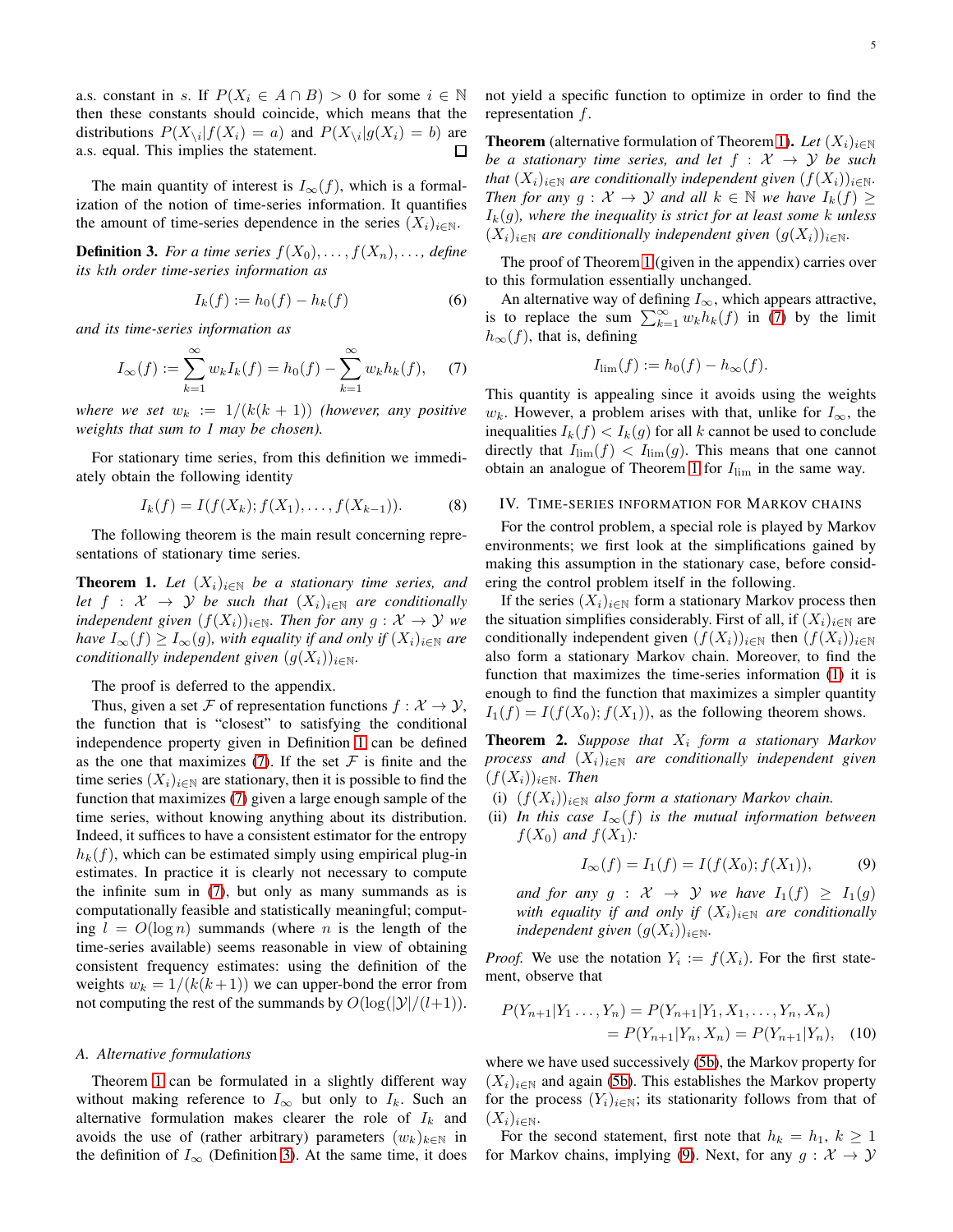a.s. constant in $s$. If $P(X_i \in A \cap B) > 0$ for some $i \in \mathbb{N}$ then these constants should coincide, which means that the distributions $P(X_{\setminus i}|f(X_i) = a)$ and $P(X_{\setminus i}|g(X_i) = b)$ are a.s. equal. This implies the statement. □

The main quantity of interest is $I_\infty(f)$, which is a formalization of the notion of time-series information. It quantifies the amount of time-series dependence in the series $(X_i)_{i\in\mathbb{N}}$.

**Definition 3.** *For a time series $f(X_0), \ldots, f(X_n), \ldots$, define its $k$th order time-series information as*

$$I_k(f) := h_0(f) - h_k(f) \tag{6}$$

*and its time-series information as*

$$I_\infty(f) := \sum_{k=1}^{\infty} w_k I_k(f) = h_0(f) - \sum_{k=1}^{\infty} w_k h_k(f), \tag{7}$$

*where we set $w_k := 1/(k(k+1))$ (however, any positive weights that sum to 1 may be chosen).*

For stationary time series, from this definition we immediately obtain the following identity

$$I_k(f) = I(f(X_k); f(X_1), \ldots, f(X_{k-1})). \tag{8}$$

The following theorem is the main result concerning representations of stationary time series.

**Theorem 1.** *Let $(X_i)_{i\in\mathbb{N}}$ be a stationary time series, and let $f : \mathcal{X} \to \mathcal{Y}$ be such that $(X_i)_{i\in\mathbb{N}}$ are conditionally independent given $(f(X_i))_{i\in\mathbb{N}}$. Then for any $g : \mathcal{X} \to \mathcal{Y}$ we have $I_\infty(f) \geq I_\infty(g)$, with equality if and only if $(X_i)_{i\in\mathbb{N}}$ are conditionally independent given $(g(X_i))_{i\in\mathbb{N}}$.*

The proof is deferred to the appendix.

Thus, given a set $\mathcal{F}$ of representation functions $f : \mathcal{X} \to \mathcal{Y}$, the function that is "closest" to satisfying the conditional independence property given in Definition 1 can be defined as the one that maximizes (7). If the set $\mathcal{F}$ is finite and the time series $(X_i)_{i\in\mathbb{N}}$ are stationary, then it is possible to find the function that maximizes (7) given a large enough sample of the time series, without knowing anything about its distribution. Indeed, it suffices to have a consistent estimator for the entropy $h_k(f)$, which can be estimated simply using empirical plug-in estimates. In practice it is clearly not necessary to compute the infinite sum in (7), but only as many summands as is computationally feasible and statistically meaningful; computing $l = O(\log n)$ summands (where $n$ is the length of the time-series available) seems reasonable in view of obtaining consistent frequency estimates: using the definition of the weights $w_k = 1/(k(k+1))$ we can upper-bond the error from not computing the rest of the summands by $O(\log(|\mathcal{Y}|/(l+1))$.

### A. Alternative formulations

Theorem 1 can be formulated in a slightly different way without making reference to $I_\infty$ but only to $I_k$. Such an alternative formulation makes clearer the role of $I_k$ and avoids the use of (rather arbitrary) parameters $(w_k)_{k\in\mathbb{N}}$ in the definition of $I_\infty$ (Definition 3). At the same time, it does not yield a specific function to optimize in order to find the representation $f$.

**Theorem** (alternative formulation of Theorem 1)**.** *Let $(X_i)_{i\in\mathbb{N}}$ be a stationary time series, and let $f : \mathcal{X} \to \mathcal{Y}$ be such that $(X_i)_{i\in\mathbb{N}}$ are conditionally independent given $(f(X_i))_{i\in\mathbb{N}}$. Then for any $g : \mathcal{X} \to \mathcal{Y}$ and all $k \in \mathbb{N}$ we have $I_k(f) \geq I_k(g)$, where the inequality is strict for at least some $k$ unless $(X_i)_{i\in\mathbb{N}}$ are conditionally independent given $(g(X_i))_{i\in\mathbb{N}}$.*

The proof of Theorem 1 (given in the appendix) carries over to this formulation essentially unchanged.

An alternative way of defining $I_\infty$, which appears attractive, is to replace the sum $\sum_{k=1}^{\infty} w_k h_k(f)$ in (7) by the limit $h_\infty(f)$, that is, defining

$$I_{\lim}(f) := h_0(f) - h_\infty(f).$$

This quantity is appealing since it avoids using the weights $w_k$. However, a problem arises with that, unlike for $I_\infty$, the inequalities $I_k(f) < I_k(g)$ for all $k$ cannot be used to conclude directly that $I_{\lim}(f) < I_{\lim}(g)$. This means that one cannot obtain an analogue of Theorem 1 for $I_{\lim}$ in the same way.

## IV. Time-series information for Markov chains

For the control problem, a special role is played by Markov environments; we first look at the simplifications gained by making this assumption in the stationary case, before considering the control problem itself in the following.

If the series $(X_i)_{i\in\mathbb{N}}$ form a stationary Markov process then the situation simplifies considerably. First of all, if $(X_i)_{i\in\mathbb{N}}$ are conditionally independent given $(f(X_i))_{i\in\mathbb{N}}$ then $(f(X_i))_{i\in\mathbb{N}}$ also form a stationary Markov chain. Moreover, to find the function that maximizes the time-series information (1) it is enough to find the function that maximizes a simpler quantity $I_1(f) = I(f(X_0); f(X_1))$, as the following theorem shows.

**Theorem 2.** *Suppose that $X_i$ form a stationary Markov process and $(X_i)_{i\in\mathbb{N}}$ are conditionally independent given $(f(X_i))_{i\in\mathbb{N}}$. Then*

- (i) *$(f(X_i))_{i\in\mathbb{N}}$ also form a stationary Markov chain.*
- (ii) *In this case $I_\infty(f)$ is the mutual information between $f(X_0)$ and $f(X_1)$:*

$$I_\infty(f) = I_1(f) = I(f(X_0); f(X_1)), \tag{9}$$

*and for any $g : \mathcal{X} \to \mathcal{Y}$ we have $I_1(f) \geq I_1(g)$ with equality if and only if $(X_i)_{i\in\mathbb{N}}$ are conditionally independent given $(g(X_i))_{i\in\mathbb{N}}$.*

*Proof.* We use the notation $Y_i := f(X_i)$. For the first statement, observe that

$$\begin{aligned} P(Y_{n+1}|Y_1 \ldots, Y_n) &= P(Y_{n+1}|Y_1, X_1, \ldots, Y_n, X_n) \\ &= P(Y_{n+1}|Y_n, X_n) = P(Y_{n+1}|Y_n), \end{aligned} \tag{10}$$

where we have used successively (5b), the Markov property for $(X_i)_{i\in\mathbb{N}}$ and again (5b). This establishes the Markov property for the process $(Y_i)_{i\in\mathbb{N}}$; its stationarity follows from that of $(X_i)_{i\in\mathbb{N}}$.

For the second statement, first note that $h_k = h_1$, $k \geq 1$ for Markov chains, implying (9). Next, for any $g : \mathcal{X} \to \mathcal{Y}$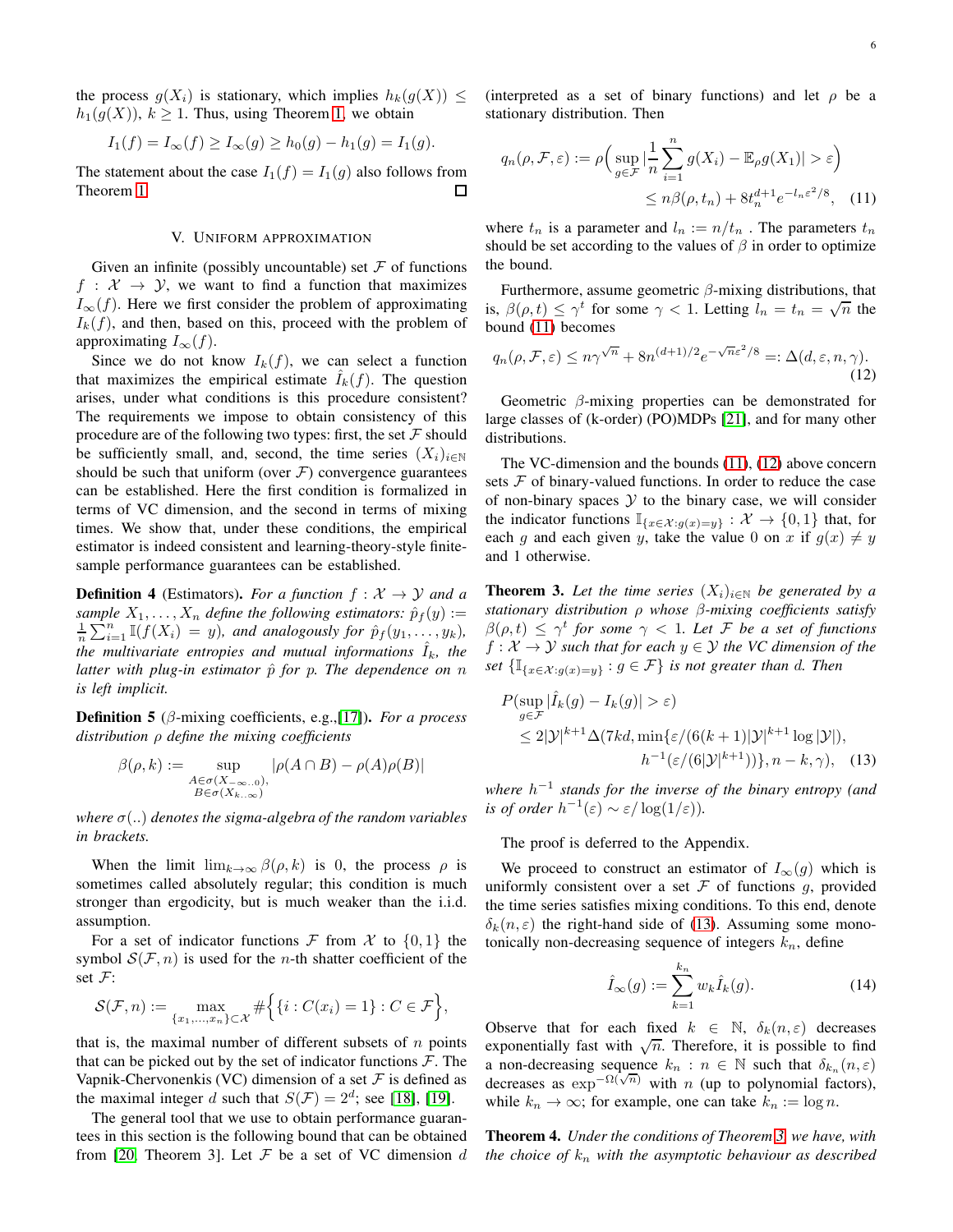the process $g(X_i)$ is stationary, which implies $h_k(g(X)) \leq h_1(g(X))$, $k \geq 1$. Thus, using Theorem 1, we obtain

$$I_1(f) = I_\infty(f) \geq I_\infty(g) \geq h_0(g) - h_1(g) = I_1(g).$$

The statement about the case $I_1(f) = I_1(g)$ also follows from Theorem 1. ☐

## V. Uniform approximation

Given an infinite (possibly uncountable) set $\mathcal{F}$ of functions $f : \mathcal{X} \to \mathcal{Y}$, we want to find a function that maximizes $I_\infty(f)$. Here we first consider the problem of approximating $I_k(f)$, and then, based on this, proceed with the problem of approximating $I_\infty(f)$.

Since we do not know $I_k(f)$, we can select a function that maximizes the empirical estimate $\hat{I}_k(f)$. The question arises, under what conditions is this procedure consistent? The requirements we impose to obtain consistency of this procedure are of the following two types: first, the set $\mathcal{F}$ should be sufficiently small, and, second, the time series $(X_i)_{i\in\mathbb{N}}$ should be such that uniform (over $\mathcal{F}$) convergence guarantees can be established. Here the first condition is formalized in terms of VC dimension, and the second in terms of mixing times. We show that, under these conditions, the empirical estimator is indeed consistent and learning-theory-style finite-sample performance guarantees can be established.

**Definition 4** (Estimators). *For a function $f : \mathcal{X} \to \mathcal{Y}$ and a sample $X_1, \dots, X_n$ define the following estimators: $\hat{p}_f(y) := \frac{1}{n}\sum_{i=1}^n \mathbb{I}(f(X_i) = y)$, and analogously for $\hat{p}_f(y_1, \dots, y_k)$, the multivariate entropies and mutual informations $\hat{I}_k$, the latter with plug-in estimator $\hat{p}$ for $p$. The dependence on $n$ is left implicit.*

**Definition 5** ($\beta$-mixing coefficients, e.g.,[17]). *For a process distribution $\rho$ define the mixing coefficients*

$$\beta(\rho, k) := \sup_{\substack{A\in\sigma(X_{-\infty..0}),\\ B\in\sigma(X_{k..\infty})}} |\rho(A \cap B) - \rho(A)\rho(B)|$$

*where $\sigma(..)$ denotes the sigma-algebra of the random variables in brackets.*

When the limit $\lim_{k\to\infty} \beta(\rho, k)$ is 0, the process $\rho$ is sometimes called absolutely regular; this condition is much stronger than ergodicity, but is much weaker than the i.i.d. assumption.

For a set of indicator functions $\mathcal{F}$ from $\mathcal{X}$ to $\{0,1\}$ the symbol $\mathcal{S}(\mathcal{F}, n)$ is used for the $n$-th shatter coefficient of the set $\mathcal{F}$:

$$\mathcal{S}(\mathcal{F}, n) := \max_{\{x_1,\dots,x_n\}\subset\mathcal{X}} \#\Big\{\{i : C(x_i) = 1\} : C \in \mathcal{F}\Big\},$$

that is, the maximal number of different subsets of $n$ points that can be picked out by the set of indicator functions $\mathcal{F}$. The Vapnik-Chervonenkis (VC) dimension of a set $\mathcal{F}$ is defined as the maximal integer $d$ such that $S(\mathcal{F}) = 2^d$; see [18], [19].

The general tool that we use to obtain performance guarantees in this section is the following bound that can be obtained from [20, Theorem 3]. Let $\mathcal{F}$ be a set of VC dimension $d$ (interpreted as a set of binary functions) and let $\rho$ be a stationary distribution. Then

$$\begin{aligned} q_n(\rho, \mathcal{F}, \varepsilon) := \rho\Big(\sup_{g\in\mathcal{F}} \Big|\frac{1}{n}\sum_{i=1}^n g(X_i) - \mathbb{E}_\rho g(X_1)\Big| > \varepsilon\Big) \\ \leq n\beta(\rho, t_n) + 8t_n^{d+1}e^{-l_n\varepsilon^2/8}, \quad (11)\end{aligned}$$

where $t_n$ is a parameter and $l_n := n/t_n$ . The parameters $t_n$ should be set according to the values of $\beta$ in order to optimize the bound.

Furthermore, assume geometric $\beta$-mixing distributions, that is, $\beta(\rho, t) \leq \gamma^t$ for some $\gamma < 1$. Letting $l_n = t_n = \sqrt{n}$ the bound (11) becomes

$$q_n(\rho, \mathcal{F}, \varepsilon) \leq n\gamma^{\sqrt{n}} + 8n^{(d+1)/2}e^{-\sqrt{n}\varepsilon^2/8} =: \Delta(d, \varepsilon, n, \gamma). \quad (12)$$

Geometric $\beta$-mixing properties can be demonstrated for large classes of (k-order) (PO)MDPs [21], and for many other distributions.

The VC-dimension and the bounds (11), (12) above concern sets $\mathcal{F}$ of binary-valued functions. In order to reduce the case of non-binary spaces $\mathcal{Y}$ to the binary case, we will consider the indicator functions $\mathbb{I}_{\{x\in\mathcal{X}:g(x)=y\}} : \mathcal{X} \to \{0,1\}$ that, for each $g$ and each given $y$, take the value 0 on $x$ if $g(x) \neq y$ and 1 otherwise.

**Theorem 3.** *Let the time series $(X_i)_{i\in\mathbb{N}}$ be generated by a stationary distribution $\rho$ whose $\beta$-mixing coefficients satisfy $\beta(\rho, t) \leq \gamma^t$ for some $\gamma < 1$. Let $\mathcal{F}$ be a set of functions $f : \mathcal{X} \to \mathcal{Y}$ such that for each $y \in \mathcal{Y}$ the VC dimension of the set $\{\mathbb{I}_{\{x\in\mathcal{X}:g(x)=y\}} : g \in \mathcal{F}\}$ is not greater than $d$. Then*

$$\begin{aligned} &P(\sup_{g\in\mathcal{F}} |\hat{I}_k(g) - I_k(g)| > \varepsilon) \\ &\leq 2|\mathcal{Y}|^{k+1}\Delta(7kd, \min\{\varepsilon/(6(k+1)|\mathcal{Y}|^{k+1}\log|\mathcal{Y}|), \\ &\qquad h^{-1}(\varepsilon/(6|\mathcal{Y}|^{k+1}))\}, n-k, \gamma), \quad (13)\end{aligned}$$

*where $h^{-1}$ stands for the inverse of the binary entropy (and is of order $h^{-1}(\varepsilon) \sim \varepsilon/\log(1/\varepsilon)$).*

The proof is deferred to the Appendix.

We proceed to construct an estimator of $I_\infty(g)$ which is uniformly consistent over a set $\mathcal{F}$ of functions $g$, provided the time series satisfies mixing conditions. To this end, denote $\delta_k(n, \varepsilon)$ the right-hand side of (13). Assuming some monotonically non-decreasing sequence of integers $k_n$, define

$$\hat{I}_\infty(g) := \sum_{k=1}^{k_n} w_k \hat{I}_k(g). \quad (14)$$

Observe that for each fixed $k \in \mathbb{N}$, $\delta_k(n, \varepsilon)$ decreases exponentially fast with $\sqrt{n}$. Therefore, it is possible to find a non-decreasing sequence $k_n : n \in \mathbb{N}$ such that $\delta_{k_n}(n, \varepsilon)$ decreases as $\exp^{-\Omega(\sqrt{n})}$ with $n$ (up to polynomial factors), while $k_n \to \infty$; for example, one can take $k_n := \log n$.

**Theorem 4.** *Under the conditions of Theorem 3, we have, with the choice of $k_n$ with the asymptotic behaviour as described*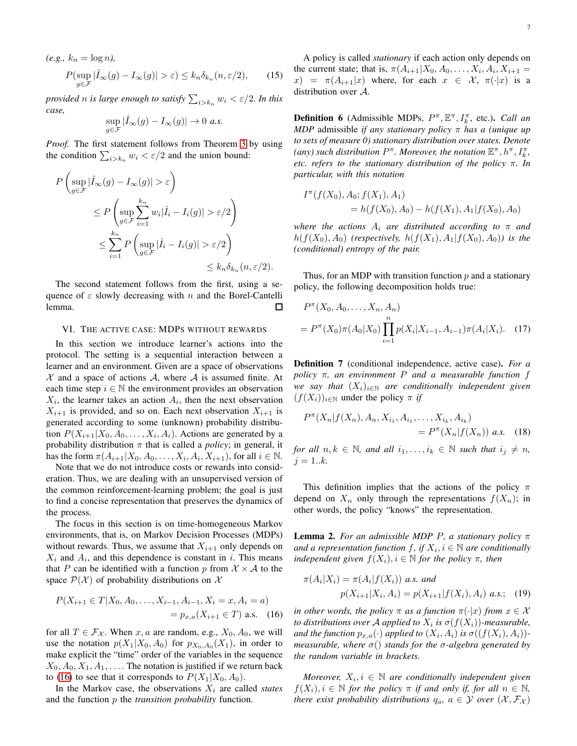*(e.g., $k_n = \log n$),*

$$P(\sup_{g\in\mathcal{F}} |\hat{I}_\infty(g) - I_\infty(g)| > \varepsilon) \le k_n \delta_{k_n}(n, \varepsilon/2), \quad (15)$$

*provided $n$ is large enough to satisfy $\sum_{i>k_n} w_i < \varepsilon/2$. In this case,*

$$\sup_{g\in\mathcal{F}} |\hat{I}_\infty(g) - I_\infty(g)| \to 0 \text{ a.s.}$$

*Proof.* The first statement follows from Theorem 3 by using the condition $\sum_{i>k_n} w_i < \varepsilon/2$ and the union bound:

$$\begin{aligned}
P\left(\sup_{g\in\mathcal{F}} |\hat{I}_\infty(g) - I_\infty(g)| > \varepsilon\right) &\\
\le P\left(\sup_{g\in\mathcal{F}} \sum_{i=1}^{k_n} w_i |\hat{I}_i - I_i(g)| > \varepsilon/2\right) &\\
\le \sum_{i=1}^{k_n} P\left(\sup_{g\in\mathcal{F}} |\hat{I}_i - I_i(g)| > \varepsilon/2\right) &\\
\le k_n \delta_{k_n}(n, \varepsilon/2). &
\end{aligned}$$

The second statement follows from the first, using a sequence of $\varepsilon$ slowly decreasing with $n$ and the Borel-Cantelli lemma. ◻

## VI. The active case: MDPs without rewards

In this section we introduce learner's actions into the protocol. The setting is a sequential interaction between a learner and an environment. Given are a space of observations $\mathcal{X}$ and a space of actions $\mathcal{A}$, where $\mathcal{A}$ is assumed finite. At each time step $i \in \mathbb{N}$ the environment provides an observation $X_i$, the learner takes an action $A_i$, then the next observation $X_{i+1}$ is provided, and so on. Each next observation $X_{i+1}$ is generated according to some (unknown) probability distribution $P(X_{i+1}|X_0, A_0, \dots, X_i, A_i)$. Actions are generated by a probability distribution $\pi$ that is called a *policy*; in general, it has the form $\pi(A_{i+1}|X_0, A_0, \dots, X_i, A_i, X_{i+1})$, for all $i \in \mathbb{N}$.

Note that we do not introduce costs or rewards into consideration. Thus, we are dealing with an unsupervised version of the common reinforcement-learning problem; the goal is just to find a concise representation that preserves the dynamics of the process.

The focus in this section is on time-homogeneous Markov environments, that is, on Markov Decision Processes (MDPs) without rewards. Thus, we assume that $X_{i+1}$ only depends on $X_i$ and $A_i$, and this dependence is constant in $i$. This means that $P$ can be identified with a function $p$ from $\mathcal{X} \times \mathcal{A}$ to the space $\mathcal{P}(\mathcal{X})$ of probability distributions on $\mathcal{X}$

$$\begin{aligned}
P(X_{i+1} \in T|X_0, A_0, \dots, X_{i-1}, A_{i-1}, X_i = x, A_i = a) &\\
= p_{x,a}(X_{i+1} \in T) \text{ a.s.} \quad (16)
\end{aligned}$$

for all $T \in \mathcal{F}_\mathcal{X}$. When $x, a$ are random, e.g., $X_0, A_0$, we will use the notation $p(X_1|X_0, A_0)$ for $p_{X_0,A_0}(X_1)$, in order to make explicit the "time" order of the variables in the sequence $X_0, A_0, X_1, A_1, \dots$. The notation is justified if we return back to (16) to see that it corresponds to $P(X_1|X_0, A_0)$.

In the Markov case, the observations $X_i$ are called *states* and the function $p$ the *transition probability* function.

A policy is called *stationary* if each action only depends on the current state; that is, $\pi(A_{i+1}|X_0, A_0, \dots, X_i, A_i, X_{i+1} = x) = \pi(A_{i+1}|x)$ where, for each $x \in \mathcal{X}$, $\pi(\cdot|x)$ is a distribution over $\mathcal{A}$.

**Definition 6** (Admissible MDPs, $P^\pi, \mathbb{E}^\pi, I_k^\pi$, etc.). *Call an MDP* admissible *if any stationary policy $\pi$ has a (unique up to sets of measure 0) stationary distribution over states. Denote (any) such distribution $P^\pi$. Moreover, the notation $\mathbb{E}^\pi, h^\pi, I_k^\pi$, etc. refers to the stationary distribution of the policy $\pi$. In particular, with this notation*

$$\begin{aligned}
I^\pi(f(X_0), A_0; f(X_1), A_1) &\\
= h(f(X_0), A_0) - h(f(X_1), A_1|f(X_0), A_0) &
\end{aligned}$$

*where the actions $A_i$ are distributed according to $\pi$ and $h(f(X_0), A_0)$ (respectively, $h(f(X_1), A_1|f(X_0), A_0)$) is the (conditional) entropy of the pair.*

Thus, for an MDP with transition function $p$ and a stationary policy, the following decomposition holds true:

$$\begin{aligned}
P^\pi(X_0, A_0, \dots, X_n, A_n) &\\
= P^\pi(X_0)\pi(A_0|X_0) \prod_{i=1}^{n} p(X_i|X_{i-1}, A_{i-1})\pi(A_i|X_i). \quad (17)
\end{aligned}$$

**Definition 7** (conditional independence, active case). *For a policy $\pi$, an environment $P$ and a measurable function $f$ we say that $(X_i)_{i\in\mathbb{N}}$ are conditionally independent given $(f(X_i))_{i\in\mathbb{N}}$ under the policy $\pi$ if*

$$\begin{aligned}
P^\pi(X_n|f(X_n), A_n, X_{i_1}, A_{i_1}, \dots, X_{i_k}, A_{i_k}) &\\
= P^\pi(X_n|f(X_n)) \text{ a.s.} \quad (18)
\end{aligned}$$

*for all $n, k \in \mathbb{N}$, and all $i_1, \dots, i_k \in \mathbb{N}$ such that $i_j \ne n$, $j = 1..k$.*

This definition implies that the actions of the policy $\pi$ depend on $X_n$ only through the representations $f(X_n)$; in other words, the policy "knows" the representation.

**Lemma 2.** *For an admissible MDP $P$, a stationary policy $\pi$ and a representation function $f$, if $X_i, i \in \mathbb{N}$ are conditionally independent given $f(X_i), i \in \mathbb{N}$ for the policy $\pi$, then*

$$\begin{aligned}
\pi(A_i|X_i) = \pi(A_i|f(X_i)) \text{ a.s. and} &\\
p(X_{i+1}|X_i, A_i) = p(X_{i+1}|f(X_i), A_i) \text{ a.s.;} \quad (19)
\end{aligned}$$

*in other words, the policy $\pi$ as a function $\pi(\cdot|x)$ from $x \in \mathcal{X}$ to distributions over $\mathcal{A}$ applied to $X_i$ is $\sigma(f(X_i))$-measurable, and the function $p_{x,a}(\cdot)$ applied to $(X_i, A_i)$ is $\sigma((f(X_i), A_i))$-measurable, where $\sigma()$ stands for the $\sigma$-algebra generated by the random variable in brackets.*

*Moreover, $X_i, i \in \mathbb{N}$ are conditionally independent given $f(X_i), i \in \mathbb{N}$ for the policy $\pi$ if and only if, for all $n \in \mathbb{N}$, there exist probability distributions $q_a$, $a \in \mathcal{Y}$ over $(\mathcal{X}, \mathcal{F}_\mathcal{X})$*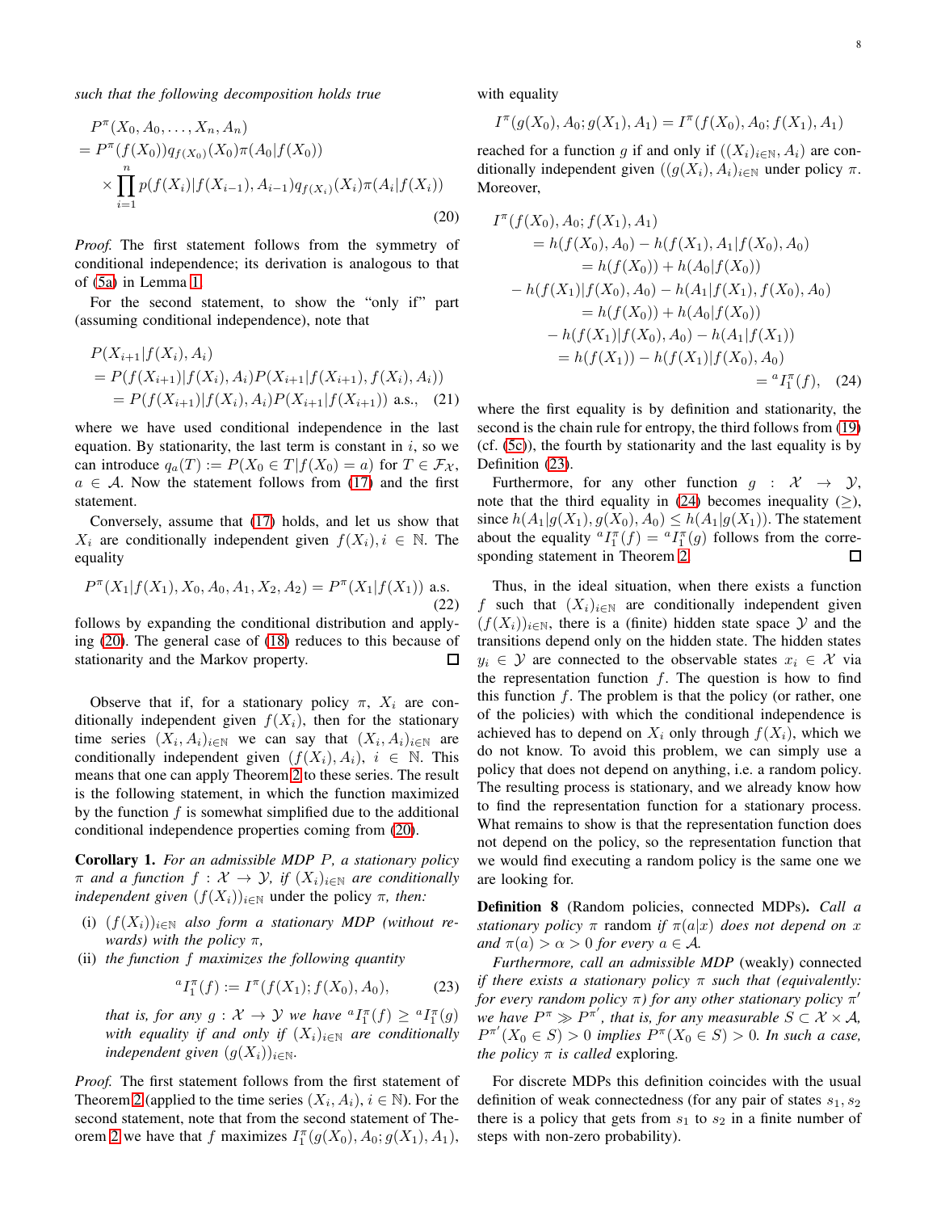*such that the following decomposition holds true*

$$
\begin{aligned}
&P^\pi(X_0, A_0, \dots, X_n, A_n) \\
&= P^\pi(f(X_0)) q_{f(X_0)}(X_0) \pi(A_0|f(X_0)) \\
&\quad \times \prod_{i=1}^{n} p(f(X_i)|f(X_{i-1}), A_{i-1}) q_{f(X_i)}(X_i) \pi(A_i|f(X_i))
\end{aligned} \tag{20}
$$

*Proof.* The first statement follows from the symmetry of conditional independence; its derivation is analogous to that of (5a) in Lemma 1.

For the second statement, to show the "only if" part (assuming conditional independence), note that

$$
\begin{aligned}
&P(X_{i+1}|f(X_i), A_i) \\
&= P(f(X_{i+1})|f(X_i), A_i) P(X_{i+1}|f(X_{i+1}), f(X_i), A_i)) \\
&\quad = P(f(X_{i+1})|f(X_i), A_i) P(X_{i+1}|f(X_{i+1})) \text{ a.s.,}
\end{aligned} \tag{21}
$$

where we have used conditional independence in the last equation. By stationarity, the last term is constant in $i$, so we can introduce $q_a(T) := P(X_0 \in T | f(X_0) = a)$ for $T \in \mathcal{F}_\mathcal{X}$, $a \in \mathcal{A}$. Now the statement follows from (17) and the first statement.

Conversely, assume that (17) holds, and let us show that $X_i$ are conditionally independent given $f(X_i), i \in \mathbb{N}$. The equality

$$
P^\pi(X_1|f(X_1), X_0, A_0, A_1, X_2, A_2) = P^\pi(X_1|f(X_1)) \text{ a.s.} \tag{22}
$$

follows by expanding the conditional distribution and applying (20). The general case of (18) reduces to this because of stationarity and the Markov property. □

Observe that if, for a stationary policy $\pi$, $X_i$ are conditionally independent given $f(X_i)$, then for the stationary time series $(X_i, A_i)_{i\in\mathbb{N}}$ we can say that $(X_i, A_i)_{i\in\mathbb{N}}$ are conditionally independent given $(f(X_i), A_i)$, $i \in \mathbb{N}$. This means that one can apply Theorem 2 to these series. The result is the following statement, in which the function maximized by the function $f$ is somewhat simplified due to the additional conditional independence properties coming from (20).

**Corollary 1.** *For an admissible MDP $P$, a stationary policy $\pi$ and a function $f : \mathcal{X} \to \mathcal{Y}$, if $(X_i)_{i\in\mathbb{N}}$ are conditionally independent given $(f(X_i))_{i\in\mathbb{N}}$* under the policy $\pi$, *then:*

(i) *$(f(X_i))_{i\in\mathbb{N}}$ also form a stationary MDP (without rewards) with the policy $\pi$,*

(ii) *the function $f$ maximizes the following quantity*

$$
{}^a I_1^\pi(f) := I^\pi(f(X_1); f(X_0), A_0), \tag{23}
$$

*that is, for any $g : \mathcal{X} \to \mathcal{Y}$ we have ${}^a I_1^\pi(f) \geq {}^a I_1^\pi(g)$ with equality if and only if $(X_i)_{i\in\mathbb{N}}$ are conditionally independent given $(g(X_i))_{i\in\mathbb{N}}$.*

*Proof.* The first statement follows from the first statement of Theorem 2 (applied to the time series $(X_i, A_i)$, $i \in \mathbb{N}$). For the second statement, note that from the second statement of Theorem 2 we have that $f$ maximizes $I_1^\pi(g(X_0), A_0; g(X_1), A_1)$, with equality

$$
I^\pi(g(X_0), A_0; g(X_1), A_1) = I^\pi(f(X_0), A_0; f(X_1), A_1)
$$

reached for a function $g$ if and only if $((X_i)_{i\in\mathbb{N}}, A_i)$ are conditionally independent given $((g(X_i), A_i)_{i\in\mathbb{N}}$ under policy $\pi$. Moreover,

$$
\begin{aligned}
I^\pi&(f(X_0), A_0; f(X_1), A_1) \\
&= h(f(X_0), A_0) - h(f(X_1), A_1|f(X_0), A_0) \\
&\quad = h(f(X_0)) + h(A_0|f(X_0)) \\
&- h(f(X_1)|f(X_0), A_0) - h(A_1|f(X_1), f(X_0), A_0) \\
&\quad = h(f(X_0)) + h(A_0|f(X_0)) \\
&\quad - h(f(X_1)|f(X_0), A_0) - h(A_1|f(X_1)) \\
&\quad = h(f(X_1)) - h(f(X_1)|f(X_0), A_0) \\
&\quad = {}^a I_1^\pi(f),
\end{aligned} \tag{24}
$$

where the first equality is by definition and stationarity, the second is the chain rule for entropy, the third follows from (19) (cf. (5c)), the fourth by stationarity and the last equality is by Definition (23).

Furthermore, for any other function $g : \mathcal{X} \to \mathcal{Y}$, note that the third equality in (24) becomes inequality ($\geq$), since $h(A_1|g(X_1), g(X_0), A_0) \leq h(A_1|g(X_1))$. The statement about the equality ${}^a I_1^\pi(f) = {}^a I_1^\pi(g)$ follows from the corresponding statement in Theorem 2. □

Thus, in the ideal situation, when there exists a function $f$ such that $(X_i)_{i\in\mathbb{N}}$ are conditionally independent given $(f(X_i))_{i\in\mathbb{N}}$, there is a (finite) hidden state space $\mathcal{Y}$ and the transitions depend only on the hidden state. The hidden states $y_i \in \mathcal{Y}$ are connected to the observable states $x_i \in \mathcal{X}$ via the representation function $f$. The question is how to find this function $f$. The problem is that the policy (or rather, one of the policies) with which the conditional independence is achieved has to depend on $X_i$ only through $f(X_i)$, which we do not know. To avoid this problem, we can simply use a policy that does not depend on anything, i.e. a random policy. The resulting process is stationary, and we already know how to find the representation function for a stationary process. What remains to show is that the representation function does not depend on the policy, so the representation function that we would find executing a random policy is the same one we are looking for.

**Definition 8** (Random policies, connected MDPs)**.** *Call a stationary policy $\pi$* random *if $\pi(a|x)$ does not depend on $x$ and $\pi(a) > \alpha > 0$ for every $a \in \mathcal{A}$.*

*Furthermore, call an admissible MDP* (weakly) connected *if there exists a stationary policy $\pi$ such that (equivalently: for any random policy $\pi$) for any other stationary policy $\pi'$ we have $P^\pi \gg P^{\pi'}$, that is, for any measurable $S \subset \mathcal{X} \times \mathcal{A}$, $P^{\pi'}(X_0 \in S) > 0$ implies $P^\pi(X_0 \in S) > 0$. In such a case, the policy $\pi$ is called* exploring*.*

For discrete MDPs this definition coincides with the usual definition of weak connectedness (for any pair of states $s_1, s_2$ there is a policy that gets from $s_1$ to $s_2$ in a finite number of steps with non-zero probability).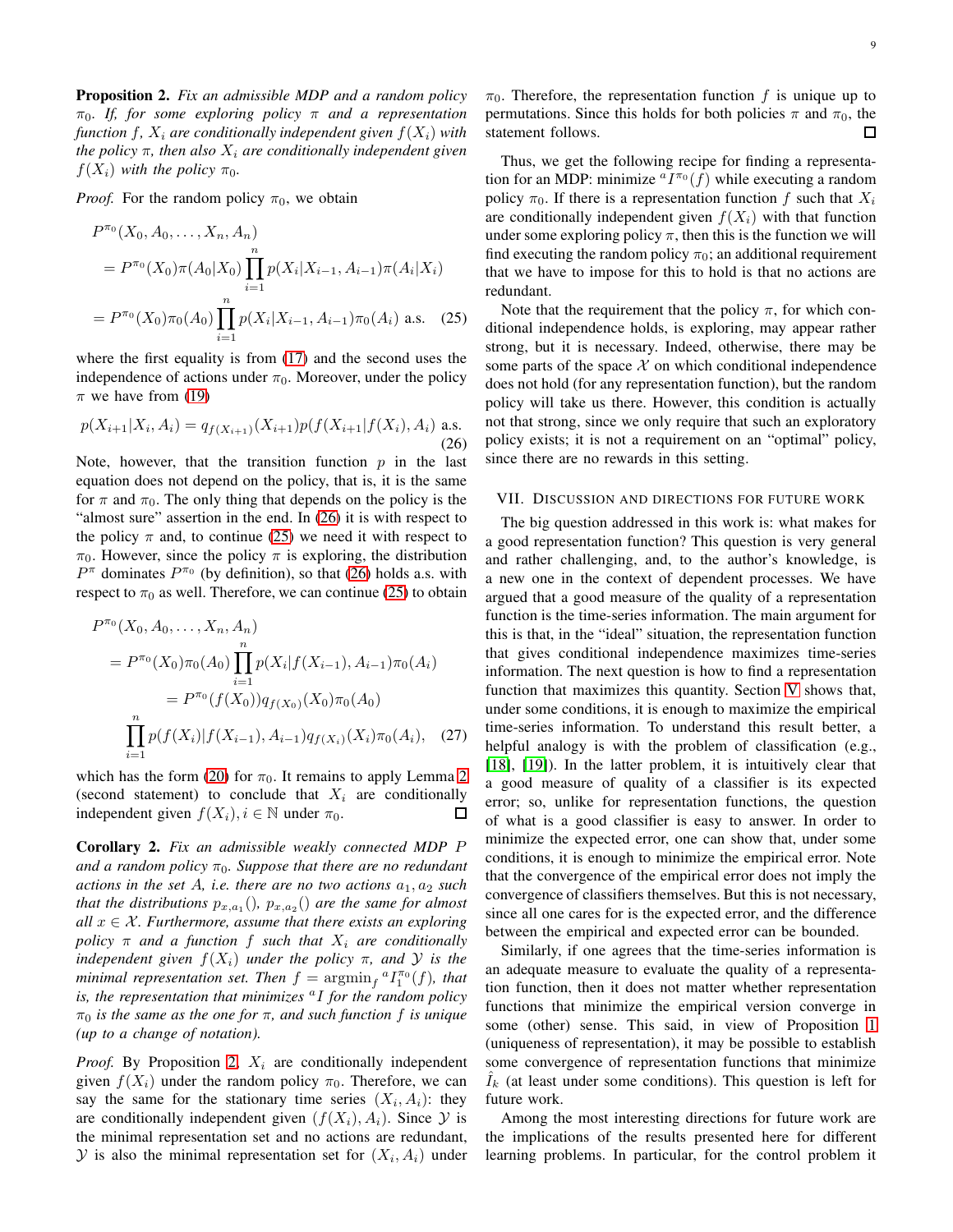**Proposition 2.** *Fix an admissible MDP and a random policy $\pi_0$. If, for some exploring policy $\pi$ and a representation function $f$, $X_i$ are conditionally independent given $f(X_i)$ with the policy $\pi$, then also $X_i$ are conditionally independent given $f(X_i)$ with the policy $\pi_0$.*

*Proof.* For the random policy $\pi_0$, we obtain

$$
\begin{aligned}
&P^{\pi_0}(X_0, A_0, \dots, X_n, A_n) \\
&= P^{\pi_0}(X_0)\pi(A_0|X_0)\prod_{i=1}^{n} p(X_i|X_{i-1}, A_{i-1})\pi(A_i|X_i) \\
&= P^{\pi_0}(X_0)\pi_0(A_0)\prod_{i=1}^{n} p(X_i|X_{i-1}, A_{i-1})\pi_0(A_i) \text{ a.s.} \quad (25)
\end{aligned}
$$

where the first equality is from (17) and the second uses the independence of actions under $\pi_0$. Moreover, under the policy $\pi$ we have from (19)

$$
p(X_{i+1}|X_i, A_i) = q_{f(X_{i+1})}(X_{i+1})p(f(X_{i+1}|f(X_i), A_i) \text{ a.s.} \quad (26)
$$

Note, however, that the transition function $p$ in the last equation does not depend on the policy, that is, it is the same for $\pi$ and $\pi_0$. The only thing that depends on the policy is the "almost sure" assertion in the end. In (26) it is with respect to the policy $\pi$ and, to continue (25) we need it with respect to $\pi_0$. However, since the policy $\pi$ is exploring, the distribution $P^\pi$ dominates $P^{\pi_0}$ (by definition), so that (26) holds a.s. with respect to $\pi_0$ as well. Therefore, we can continue (25) to obtain

$$
\begin{aligned}
&P^{\pi_0}(X_0, A_0, \dots, X_n, A_n) \\
&= P^{\pi_0}(X_0)\pi_0(A_0)\prod_{i=1}^{n} p(X_i|f(X_{i-1}), A_{i-1})\pi_0(A_i) \\
&= P^{\pi_0}(f(X_0))q_{f(X_0)}(X_0)\pi_0(A_0) \\
&\prod_{i=1}^{n} p(f(X_i)|f(X_{i-1}), A_{i-1})q_{f(X_i)}(X_i)\pi_0(A_i), \quad (27)
\end{aligned}
$$

which has the form (20) for $\pi_0$. It remains to apply Lemma 2 (second statement) to conclude that $X_i$ are conditionally independent given $f(X_i), i \in \mathbb{N}$ under $\pi_0$. $\square$

**Corollary 2.** *Fix an admissible weakly connected MDP $P$ and a random policy $\pi_0$. Suppose that there are no redundant actions in the set $A$, i.e. there are no two actions $a_1, a_2$ such that the distributions $p_{x,a_1}()$, $p_{x,a_2}()$ are the same for almost all $x \in \mathcal{X}$. Furthermore, assume that there exists an exploring policy $\pi$ and a function $f$ such that $X_i$ are conditionally independent given $f(X_i)$ under the policy $\pi$, and $\mathcal{Y}$ is the minimal representation set. Then $f = \operatorname{argmin}_f {}^aI_1^{\pi_0}(f)$, that is, the representation that minimizes ${}^aI$ for the random policy $\pi_0$ is the same as the one for $\pi$, and such function $f$ is unique (up to a change of notation).*

*Proof.* By Proposition 2, $X_i$ are conditionally independent given $f(X_i)$ under the random policy $\pi_0$. Therefore, we can say the same for the stationary time series $(X_i, A_i)$: they are conditionally independent given $(f(X_i), A_i)$. Since $\mathcal{Y}$ is the minimal representation set and no actions are redundant, $\mathcal{Y}$ is also the minimal representation set for $(X_i, A_i)$ under $\pi_0$. Therefore, the representation function $f$ is unique up to permutations. Since this holds for both policies $\pi$ and $\pi_0$, the statement follows. $\square$

Thus, we get the following recipe for finding a representation for an MDP: minimize ${}^aI^{\pi_0}(f)$ while executing a random policy $\pi_0$. If there is a representation function $f$ such that $X_i$ are conditionally independent given $f(X_i)$ with that function under some exploring policy $\pi$, then this is the function we will find executing the random policy $\pi_0$; an additional requirement that we have to impose for this to hold is that no actions are redundant.

Note that the requirement that the policy $\pi$, for which conditional independence holds, is exploring, may appear rather strong, but it is necessary. Indeed, otherwise, there may be some parts of the space $\mathcal{X}$ on which conditional independence does not hold (for any representation function), but the random policy will take us there. However, this condition is actually not that strong, since we only require that such an exploratory policy exists; it is not a requirement on an "optimal" policy, since there are no rewards in this setting.

## VII. Discussion and Directions for Future Work

The big question addressed in this work is: what makes for a good representation function? This question is very general and rather challenging, and, to the author's knowledge, is a new one in the context of dependent processes. We have argued that a good measure of the quality of a representation function is the time-series information. The main argument for this is that, in the "ideal" situation, the representation function that gives conditional independence maximizes time-series information. The next question is how to find a representation function that maximizes this quantity. Section V shows that, under some conditions, it is enough to maximize the empirical time-series information. To understand this result better, a helpful analogy is with the problem of classification (e.g., [18], [19]). In the latter problem, it is intuitively clear that a good measure of quality of a classifier is its expected error; so, unlike for representation functions, the question of what is a good classifier is easy to answer. In order to minimize the expected error, one can show that, under some conditions, it is enough to minimize the empirical error. Note that the convergence of the empirical error does not imply the convergence of classifiers themselves. But this is not necessary, since all one cares for is the expected error, and the difference between the empirical and expected error can be bounded.

Similarly, if one agrees that the time-series information is an adequate measure to evaluate the quality of a representation function, then it does not matter whether representation functions that minimize the empirical version converge in some (other) sense. This said, in view of Proposition 1 (uniqueness of representation), it may be possible to establish some convergence of representation functions that minimize $\hat{I}_k$ (at least under some conditions). This question is left for future work.

Among the most interesting directions for future work are the implications of the results presented here for different learning problems. In particular, for the control problem it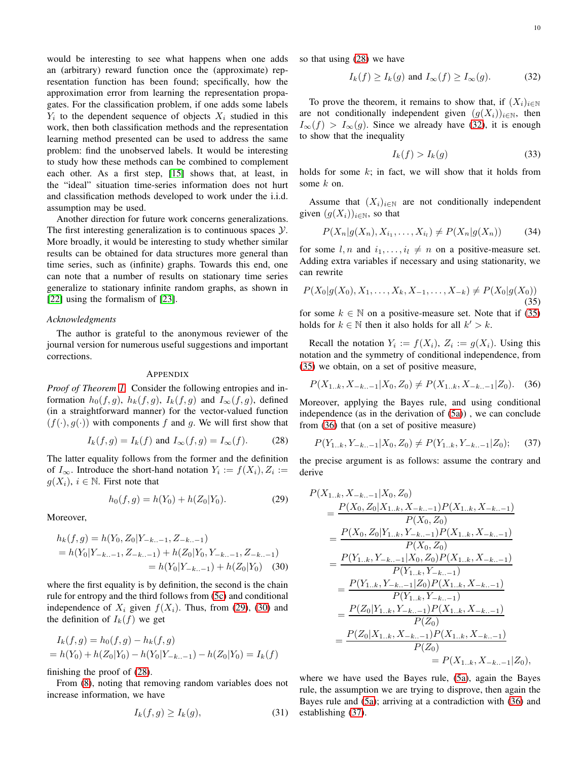would be interesting to see what happens when one adds an (arbitrary) reward function once the (approximate) representation function has been found; specifically, how the approximation error from learning the representation propagates. For the classification problem, if one adds some labels $Y_i$ to the dependent sequence of objects $X_i$ studied in this work, then both classification methods and the representation learning method presented can be used to address the same problem: find the unobserved labels. It would be interesting to study how these methods can be combined to complement each other. As a first step, [15] shows that, at least, in the "ideal" situation time-series information does not hurt and classification methods developed to work under the i.i.d. assumption may be used.

Another direction for future work concerns generalizations. The first interesting generalization is to continuous spaces $\mathcal{Y}$. More broadly, it would be interesting to study whether similar results can be obtained for data structures more general than time series, such as (infinite) graphs. Towards this end, one can note that a number of results on stationary time series generalize to stationary infinite random graphs, as shown in [22] using the formalism of [23].

*Acknowledgments*

The author is grateful to the anonymous reviewer of the journal version for numerous useful suggestions and important corrections.

## Appendix

*Proof of Theorem 1.* Consider the following entropies and information $h_0(f,g)$, $h_k(f,g)$, $I_k(f,g)$ and $I_\infty(f,g)$, defined (in a straightforward manner) for the vector-valued function $(f(\cdot), g(\cdot))$ with components $f$ and $g$. We will first show that

$$I_k(f,g) = I_k(f) \text{ and } I_\infty(f,g) = I_\infty(f). \tag{28}$$

The latter equality follows from the former and the definition of $I_\infty$. Introduce the short-hand notation $Y_i := f(X_i), Z_i := g(X_i)$, $i \in \mathbb{N}$. First note that

$$h_0(f,g) = h(Y_0) + h(Z_0|Y_0). \tag{29}$$

Moreover,

$$\begin{aligned} h_k(f,g) &= h(Y_0, Z_0|Y_{-k..-1}, Z_{-k..-1}) \\ &= h(Y_0|Y_{-k..-1}, Z_{-k..-1}) + h(Z_0|Y_0, Y_{-k..-1}, Z_{-k..-1}) \\ &= h(Y_0|Y_{-k..-1}) + h(Z_0|Y_0) \end{aligned} \tag{30}$$

where the first equality is by definition, the second is the chain rule for entropy and the third follows from (5c) and conditional independence of $X_i$ given $f(X_i)$. Thus, from (29), (30) and the definition of $I_k(f)$ we get

$$\begin{aligned} &I_k(f,g) = h_0(f,g) - h_k(f,g) \\ &= h(Y_0) + h(Z_0|Y_0) - h(Y_0|Y_{-k..-1}) - h(Z_0|Y_0) = I_k(f) \end{aligned}$$

finishing the proof of (28).

From (8), noting that removing random variables does not increase information, we have

$$I_k(f,g) \ge I_k(g), \tag{31}$$

so that using (28) we have

$$I_k(f) \ge I_k(g) \text{ and } I_\infty(f) \ge I_\infty(g). \tag{32}$$

To prove the theorem, it remains to show that, if $(X_i)_{i\in\mathbb{N}}$ are not conditionally independent given $(g(X_i))_{i\in\mathbb{N}}$, then $I_\infty(f) > I_\infty(g)$. Since we already have (32), it is enough to show that the inequality

$$I_k(f) > I_k(g) \tag{33}$$

holds for some $k$; in fact, we will show that it holds from some $k$ on.

Assume that $(X_i)_{i\in\mathbb{N}}$ are not conditionally independent given $(g(X_i))_{i\in\mathbb{N}}$, so that

$$P(X_n|g(X_n), X_{i_1}, \dots, X_{i_l}) \ne P(X_n|g(X_n)) \tag{34}$$

for some $l, n$ and $i_1, \dots, i_l \ne n$ on a positive-measure set. Adding extra variables if necessary and using stationarity, we can rewrite

$$P(X_0|g(X_0), X_1, \dots, X_k, X_{-1}, \dots, X_{-k}) \ne P(X_0|g(X_0)) \tag{35}$$

for some $k \in \mathbb{N}$ on a positive-measure set. Note that if (35) holds for $k \in \mathbb{N}$ then it also holds for all $k' > k$.

Recall the notation $Y_i := f(X_i)$, $Z_i := g(X_i)$. Using this notation and the symmetry of conditional independence, from (35) we obtain, on a set of positive measure,

$$P(X_{1..k}, X_{-k..-1}|X_0, Z_0) \ne P(X_{1..k}, X_{-k..-1}|Z_0). \tag{36}$$

Moreover, applying the Bayes rule, and using conditional independence (as in the derivation of (5a)) , we can conclude from (36) that (on a set of positive measure)

$$P(Y_{1..k}, Y_{-k..-1}|X_0, Z_0) \ne P(Y_{1..k}, Y_{-k..-1}|Z_0); \tag{37}$$

the precise argument is as follows: assume the contrary and derive

$$\begin{aligned} &P(X_{1..k}, X_{-k..-1}|X_0, Z_0) \\ &= \frac{P(X_0, Z_0|X_{1..k}, X_{-k..-1})P(X_{1..k}, X_{-k..-1})}{P(X_0, Z_0)} \\ &= \frac{P(X_0, Z_0|Y_{1..k}, Y_{-k..-1})P(X_{1..k}, X_{-k..-1})}{P(X_0, Z_0)} \\ &= \frac{P(Y_{1..k}, Y_{-k..-1}|X_0, Z_0)P(X_{1..k}, X_{-k..-1})}{P(Y_{1..k}, Y_{-k..-1})} \\ &= \frac{P(Y_{1..k}, Y_{-k..-1}|Z_0)P(X_{1..k}, X_{-k..-1})}{P(Y_{1..k}, Y_{-k..-1})} \\ &= \frac{P(Z_0|Y_{1..k}, Y_{-k..-1})P(X_{1..k}, X_{-k..-1})}{P(Z_0)} \\ &= \frac{P(Z_0|X_{1..k}, X_{-k..-1})P(X_{1..k}, X_{-k..-1})}{P(Z_0)} \\ &= P(X_{1..k}, X_{-k..-1}|Z_0), \end{aligned}$$

where we have used the Bayes rule, (5a), again the Bayes rule, the assumption we are trying to disprove, then again the Bayes rule and (5a); arriving at a contradiction with (36) and establishing (37).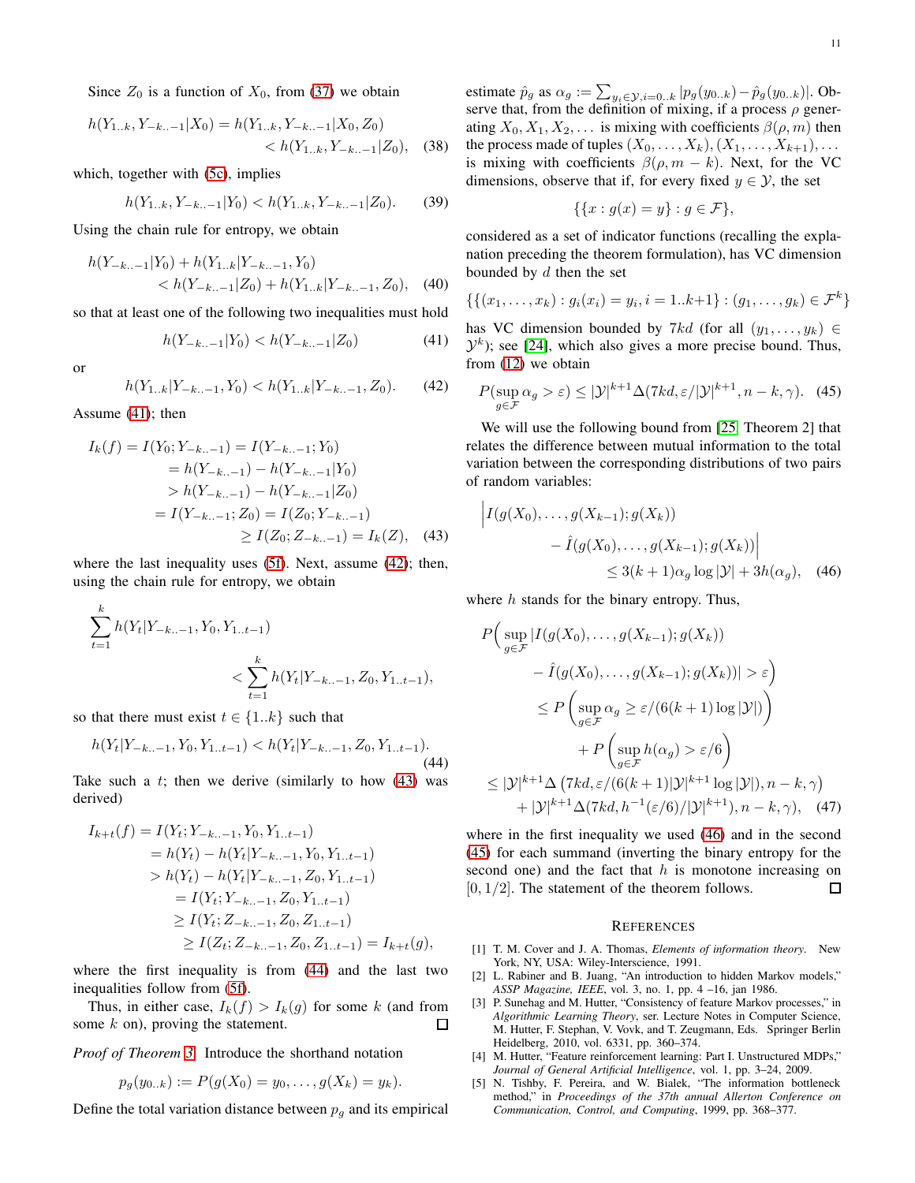Since $Z_0$ is a function of $X_0$, from (37) we obtain

$$h(Y_{1..k}, Y_{-k..-1}|X_0) = h(Y_{1..k}, Y_{-k..-1}|X_0, Z_0) < h(Y_{1..k}, Y_{-k..-1}|Z_0), \quad (38)$$

which, together with (5c), implies

$$h(Y_{1..k}, Y_{-k..-1}|Y_0) < h(Y_{1..k}, Y_{-k..-1}|Z_0). \quad (39)$$

Using the chain rule for entropy, we obtain

$$h(Y_{-k..-1}|Y_0) + h(Y_{1..k}|Y_{-k..-1}, Y_0) < h(Y_{-k..-1}|Z_0) + h(Y_{1..k}|Y_{-k..-1}, Z_0), \quad (40)$$

so that at least one of the following two inequalities must hold

$$h(Y_{-k..-1}|Y_0) < h(Y_{-k..-1}|Z_0) \quad (41)$$

or

$$h(Y_{1..k}|Y_{-k..-1}, Y_0) < h(Y_{1..k}|Y_{-k..-1}, Z_0). \quad (42)$$

Assume (41); then

$$\begin{aligned} I_k(f) = I(Y_0; Y_{-k..-1}) &= I(Y_{-k..-1}; Y_0) \\ &= h(Y_{-k..-1}) - h(Y_{-k..-1}|Y_0) \\ &> h(Y_{-k..-1}) - h(Y_{-k..-1}|Z_0) \\ &= I(Y_{-k..-1}; Z_0) = I(Z_0; Y_{-k..-1}) \\ &\geq I(Z_0; Z_{-k..-1}) = I_k(Z), \quad (43) \end{aligned}$$

where the last inequality uses (5f). Next, assume (42); then, using the chain rule for entropy, we obtain

$$\sum_{t=1}^{k} h(Y_t|Y_{-k..-1}, Y_0, Y_{1..t-1}) < \sum_{t=1}^{k} h(Y_t|Y_{-k..-1}, Z_0, Y_{1..t-1}),$$

so that there must exist $t \in \{1..k\}$ such that

$$h(Y_t|Y_{-k..-1}, Y_0, Y_{1..t-1}) < h(Y_t|Y_{-k..-1}, Z_0, Y_{1..t-1}). \quad (44)$$

Take such a $t$; then we derive (similarly to how (43) was derived)

$$\begin{aligned} I_{k+t}(f) = I(Y_t; Y_{-k..-1}, Y_0, Y_{1..t-1}) &= h(Y_t) - h(Y_t|Y_{-k..-1}, Y_0, Y_{1..t-1}) \\ &> h(Y_t) - h(Y_t|Y_{-k..-1}, Z_0, Y_{1..t-1}) \\ &= I(Y_t; Y_{-k..-1}, Z_0, Y_{1..t-1}) \\ &\geq I(Y_t; Z_{-k..-1}, Z_0, Z_{1..t-1}) \\ &\geq I(Z_t; Z_{-k..-1}, Z_0, Z_{1..t-1}) = I_{k+t}(g), \end{aligned}$$

where the first inequality is from (44) and the last two inequalities follow from (5f).

Thus, in either case, $I_k(f) > I_k(g)$ for some $k$ (and from some $k$ on), proving the statement. ☐

*Proof of Theorem 3.* Introduce the shorthand notation

$$p_g(y_{0..k}) := P(g(X_0) = y_0, \ldots, g(X_k) = y_k).$$

Define the total variation distance between $p_g$ and its empirical estimate $\hat{p}_g$ as $\alpha_g := \sum_{y_i \in \mathcal{Y}, i=0..k} |p_g(y_{0..k}) - \hat{p}_g(y_{0..k})|$. Observe that, from the definition of mixing, if a process $\rho$ generating $X_0, X_1, X_2, \ldots$ is mixing with coefficients $\beta(\rho, m)$ then the process made of tuples $(X_0, \ldots, X_k), (X_1, \ldots, X_{k+1}), \ldots$ is mixing with coefficients $\beta(\rho, m-k)$. Next, for the VC dimensions, observe that if, for every fixed $y \in \mathcal{Y}$, the set

$$\{\{x : g(x) = y\} : g \in \mathcal{F}\},$$

considered as a set of indicator functions (recalling the explanation preceding the theorem formulation), has VC dimension bounded by $d$ then the set

$$\{\{(x_1, \ldots, x_k) : g_i(x_i) = y_i, i = 1..k+1\} : (g_1, \ldots, g_k) \in \mathcal{F}^k\}$$

has VC dimension bounded by $7kd$ (for all $(y_1, \ldots, y_k) \in \mathcal{Y}^k$); see [24], which also gives a more precise bound. Thus, from (12) we obtain

$$P(\sup_{g \in \mathcal{F}} \alpha_g > \varepsilon) \leq |\mathcal{Y}|^{k+1} \Delta(7kd, \varepsilon/|\mathcal{Y}|^{k+1}, n-k, \gamma). \quad (45)$$

We will use the following bound from [25, Theorem 2] that relates the difference between mutual information to the total variation between the corresponding distributions of two pairs of random variables:

$$\Big| I(g(X_0), \ldots, g(X_{k-1}); g(X_k)) - \hat{I}(g(X_0), \ldots, g(X_{k-1}); g(X_k)) \Big| \leq 3(k+1)\alpha_g \log |\mathcal{Y}| + 3h(\alpha_g), \quad (46)$$

where $h$ stands for the binary entropy. Thus,

$$\begin{aligned} &P\Big( \sup_{g \in \mathcal{F}} |I(g(X_0), \ldots, g(X_{k-1}); g(X_k)) - \hat{I}(g(X_0), \ldots, g(X_{k-1}); g(X_k))| > \varepsilon \Big) \\ &\leq P\left( \sup_{g \in \mathcal{F}} \alpha_g \geq \varepsilon/(6(k+1)\log|\mathcal{Y}|) \right) + P\left( \sup_{g \in \mathcal{F}} h(\alpha_g) > \varepsilon/6 \right) \\ &\leq |\mathcal{Y}|^{k+1} \Delta\left(7kd, \varepsilon/(6(k+1)|\mathcal{Y}|^{k+1} \log|\mathcal{Y}|), n-k, \gamma\right) \\ &\quad + |\mathcal{Y}|^{k+1} \Delta(7kd, h^{-1}(\varepsilon/6)/|\mathcal{Y}|^{k+1}), n-k, \gamma), \quad (47) \end{aligned}$$

where in the first inequality we used (46) and in the second (45) for each summand (inverting the binary entropy for the second one) and the fact that $h$ is monotone increasing on $[0, 1/2]$. The statement of the theorem follows. ☐

## References

[1] T. M. Cover and J. A. Thomas, *Elements of information theory*. New York, NY, USA: Wiley-Interscience, 1991.

[2] L. Rabiner and B. Juang, "An introduction to hidden Markov models," *ASSP Magazine, IEEE*, vol. 3, no. 1, pp. 4 –16, jan 1986.

[3] P. Sunehag and M. Hutter, "Consistency of feature Markov processes," in *Algorithmic Learning Theory*, ser. Lecture Notes in Computer Science, M. Hutter, F. Stephan, V. Vovk, and T. Zeugmann, Eds. Springer Berlin Heidelberg, 2010, vol. 6331, pp. 360–374.

[4] M. Hutter, "Feature reinforcement learning: Part I. Unstructured MDPs," *Journal of General Artificial Intelligence*, vol. 1, pp. 3–24, 2009.

[5] N. Tishby, F. Pereira, and W. Bialek, "The information bottleneck method," in *Proceedings of the 37th annual Allerton Conference on Communication, Control, and Computing*, 1999, pp. 368–377.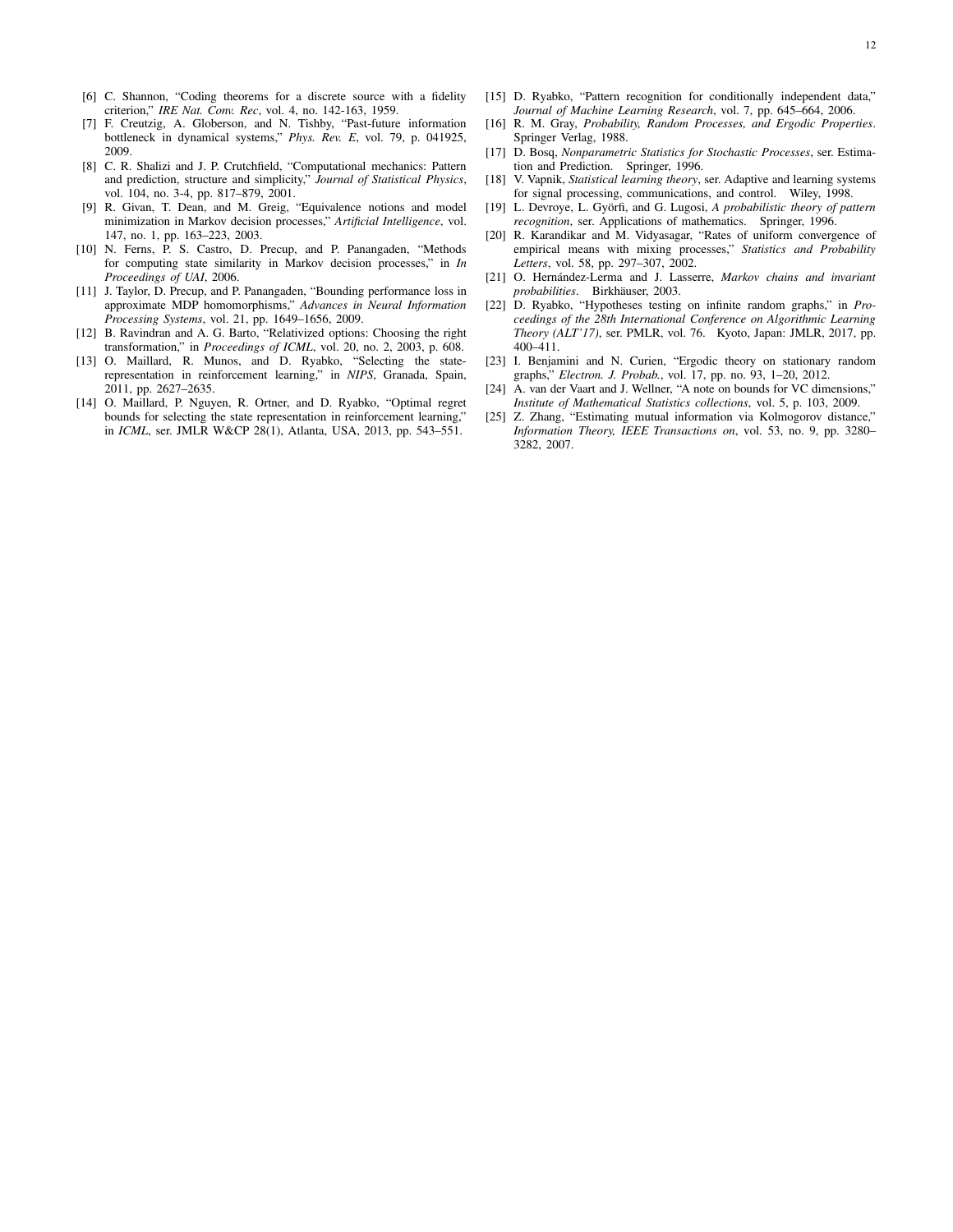[6] C. Shannon, "Coding theorems for a discrete source with a fidelity criterion," *IRE Nat. Conv. Rec*, vol. 4, no. 142-163, 1959.

[7] F. Creutzig, A. Globerson, and N. Tishby, "Past-future information bottleneck in dynamical systems," *Phys. Rev. E*, vol. 79, p. 041925, 2009.

[8] C. R. Shalizi and J. P. Crutchfield, "Computational mechanics: Pattern and prediction, structure and simplicity," *Journal of Statistical Physics*, vol. 104, no. 3-4, pp. 817–879, 2001.

[9] R. Givan, T. Dean, and M. Greig, "Equivalence notions and model minimization in Markov decision processes," *Artificial Intelligence*, vol. 147, no. 1, pp. 163–223, 2003.

[10] N. Ferns, P. S. Castro, D. Precup, and P. Panangaden, "Methods for computing state similarity in Markov decision processes," in *In Proceedings of UAI*, 2006.

[11] J. Taylor, D. Precup, and P. Panangaden, "Bounding performance loss in approximate MDP homomorphisms," *Advances in Neural Information Processing Systems*, vol. 21, pp. 1649–1656, 2009.

[12] B. Ravindran and A. G. Barto, "Relativized options: Choosing the right transformation," in *Proceedings of ICML*, vol. 20, no. 2, 2003, p. 608.

[13] O. Maillard, R. Munos, and D. Ryabko, "Selecting the state-representation in reinforcement learning," in *NIPS*, Granada, Spain, 2011, pp. 2627–2635.

[14] O. Maillard, P. Nguyen, R. Ortner, and D. Ryabko, "Optimal regret bounds for selecting the state representation in reinforcement learning," in *ICML*, ser. JMLR W&CP 28(1), Atlanta, USA, 2013, pp. 543–551.

[15] D. Ryabko, "Pattern recognition for conditionally independent data," *Journal of Machine Learning Research*, vol. 7, pp. 645–664, 2006.

[16] R. M. Gray, *Probability, Random Processes, and Ergodic Properties*. Springer Verlag, 1988.

[17] D. Bosq, *Nonparametric Statistics for Stochastic Processes*, ser. Estimation and Prediction. Springer, 1996.

[18] V. Vapnik, *Statistical learning theory*, ser. Adaptive and learning systems for signal processing, communications, and control. Wiley, 1998.

[19] L. Devroye, L. Györfi, and G. Lugosi, *A probabilistic theory of pattern recognition*, ser. Applications of mathematics. Springer, 1996.

[20] R. Karandikar and M. Vidyasagar, "Rates of uniform convergence of empirical means with mixing processes," *Statistics and Probability Letters*, vol. 58, pp. 297–307, 2002.

[21] O. Hernández-Lerma and J. Lasserre, *Markov chains and invariant probabilities*. Birkhäuser, 2003.

[22] D. Ryabko, "Hypotheses testing on infinite random graphs," in *Proceedings of the 28th International Conference on Algorithmic Learning Theory (ALT'17)*, ser. PMLR, vol. 76. Kyoto, Japan: JMLR, 2017, pp. 400–411.

[23] I. Benjamini and N. Curien, "Ergodic theory on stationary random graphs," *Electron. J. Probab.*, vol. 17, pp. no. 93, 1–20, 2012.

[24] A. van der Vaart and J. Wellner, "A note on bounds for VC dimensions," *Institute of Mathematical Statistics collections*, vol. 5, p. 103, 2009.

[25] Z. Zhang, "Estimating mutual information via Kolmogorov distance," *Information Theory, IEEE Transactions on*, vol. 53, no. 9, pp. 3280–3282, 2007.